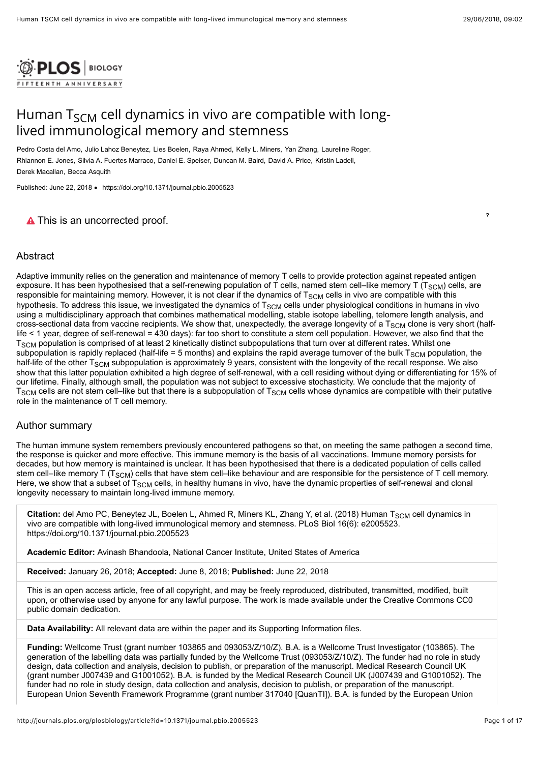PLOS | BIOLOGY
FIFTEENTH ANNIVERSARY

# Human $T_{SCM}$ cell dynamics in vivo are compatible with long-lived immunological memory and stemness

Pedro Costa del Amo, Julio Lahoz Beneytez, Lies Boelen, Raya Ahmed, Kelly L. Miners, Yan Zhang, Laureline Roger, Rhiannon E. Jones, Silvia A. Fuertes Marraco, Daniel E. Speiser, Duncan M. Baird, David A. Price, Kristin Ladell, Derek Macallan, Becca Asquith

Published: June 22, 2018 • https://doi.org/10.1371/journal.pbio.2005523

This is an uncorrected proof.

## Abstract

Adaptive immunity relies on the generation and maintenance of memory T cells to provide protection against repeated antigen exposure. It has been hypothesised that a self-renewing population of T cells, named stem cell–like memory T ($T_{SCM}$) cells, are responsible for maintaining memory. However, it is not clear if the dynamics of $T_{SCM}$ cells in vivo are compatible with this hypothesis. To address this issue, we investigated the dynamics of $T_{SCM}$ cells under physiological conditions in humans in vivo using a multidisciplinary approach that combines mathematical modelling, stable isotope labelling, telomere length analysis, and cross-sectional data from vaccine recipients. We show that, unexpectedly, the average longevity of a $T_{SCM}$ clone is very short (half-life < 1 year, degree of self-renewal = 430 days): far too short to constitute a stem cell population. However, we also find that the $T_{SCM}$ population is comprised of at least 2 kinetically distinct subpopulations that turn over at different rates. Whilst one subpopulation is rapidly replaced (half-life = 5 months) and explains the rapid average turnover of the bulk $T_{SCM}$ population, the half-life of the other $T_{SCM}$ subpopulation is approximately 9 years, consistent with the longevity of the recall response. We also show that this latter population exhibited a high degree of self-renewal, with a cell residing without dying or differentiating for 15% of our lifetime. Finally, although small, the population was not subject to excessive stochasticity. We conclude that the majority of $T_{SCM}$ cells are not stem cell–like but that there is a subpopulation of $T_{SCM}$ cells whose dynamics are compatible with their putative role in the maintenance of T cell memory.

## Author summary

The human immune system remembers previously encountered pathogens so that, on meeting the same pathogen a second time, the response is quicker and more effective. This immune memory is the basis of all vaccinations. Immune memory persists for decades, but how memory is maintained is unclear. It has been hypothesised that there is a dedicated population of cells called stem cell–like memory T ($T_{SCM}$) cells that have stem cell–like behaviour and are responsible for the persistence of T cell memory. Here, we show that a subset of $T_{SCM}$ cells, in healthy humans in vivo, have the dynamic properties of self-renewal and clonal longevity necessary to maintain long-lived immune memory.

**Citation:** del Amo PC, Beneytez JL, Boelen L, Ahmed R, Miners KL, Zhang Y, et al. (2018) Human $T_{SCM}$ cell dynamics in vivo are compatible with long-lived immunological memory and stemness. PLoS Biol 16(6): e2005523. https://doi.org/10.1371/journal.pbio.2005523

**Academic Editor:** Avinash Bhandoola, National Cancer Institute, United States of America

**Received:** January 26, 2018; **Accepted:** June 8, 2018; **Published:** June 22, 2018

This is an open access article, free of all copyright, and may be freely reproduced, distributed, transmitted, modified, built upon, or otherwise used by anyone for any lawful purpose. The work is made available under the Creative Commons CC0 public domain dedication.

**Data Availability:** All relevant data are within the paper and its Supporting Information files.

**Funding:** Wellcome Trust (grant number 103865 and 093053/Z/10/Z). B.A. is a Wellcome Trust Investigator (103865). The generation of the labelling data was partially funded by the Wellcome Trust (093053/Z/10/Z). The funder had no role in study design, data collection and analysis, decision to publish, or preparation of the manuscript. Medical Research Council UK (grant number J007439 and G1001052). B.A. is funded by the Medical Research Council UK (J007439 and G1001052). The funder had no role in study design, data collection and analysis, decision to publish, or preparation of the manuscript. European Union Seventh Framework Programme (grant number 317040 [QuanTI]). B.A. is funded by the European Union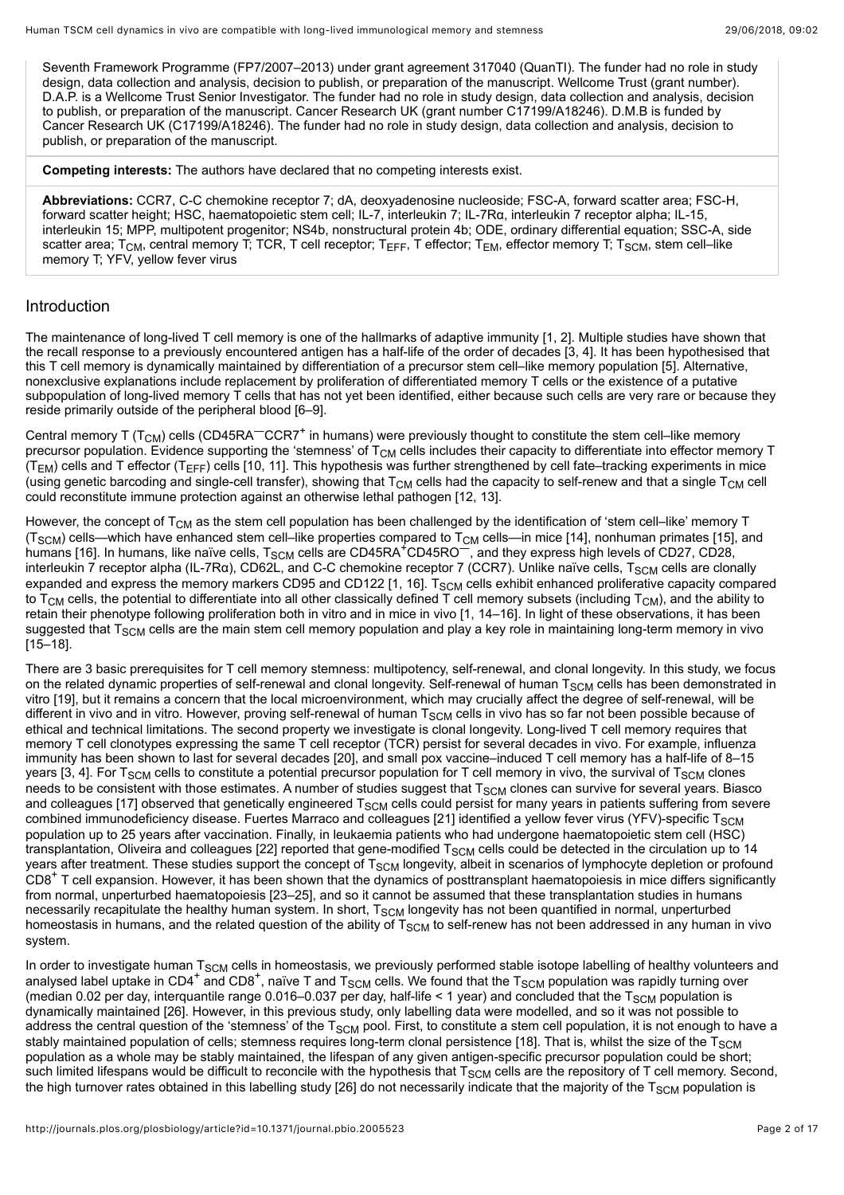Seventh Framework Programme (FP7/2007–2013) under grant agreement 317040 (QuanTI). The funder had no role in study design, data collection and analysis, decision to publish, or preparation of the manuscript. Wellcome Trust (grant number). D.A.P. is a Wellcome Trust Senior Investigator. The funder had no role in study design, data collection and analysis, decision to publish, or preparation of the manuscript. Cancer Research UK (grant number C17199/A18246). D.M.B is funded by Cancer Research UK (C17199/A18246). The funder had no role in study design, data collection and analysis, decision to publish, or preparation of the manuscript.

**Competing interests:** The authors have declared that no competing interests exist.

**Abbreviations:** CCR7, C-C chemokine receptor 7; dA, deoxyadenosine nucleoside; FSC-A, forward scatter area; FSC-H, forward scatter height; HSC, haematopoietic stem cell; IL-7, interleukin 7; IL-7Rα, interleukin 7 receptor alpha; IL-15, interleukin 15; MPP, multipotent progenitor; NS4b, nonstructural protein 4b; ODE, ordinary differential equation; SSC-A, side scatter area; $T_{CM}$, central memory T; TCR, T cell receptor; $T_{EFF}$, T effector; $T_{EM}$, effector memory T; $T_{SCM}$, stem cell–like memory T; YFV, yellow fever virus

## Introduction

The maintenance of long-lived T cell memory is one of the hallmarks of adaptive immunity [1, 2]. Multiple studies have shown that the recall response to a previously encountered antigen has a half-life of the order of decades [3, 4]. It has been hypothesised that this T cell memory is dynamically maintained by differentiation of a precursor stem cell–like memory population [5]. Alternative, nonexclusive explanations include replacement by proliferation of differentiated memory T cells or the existence of a putative subpopulation of long-lived memory T cells that has not yet been identified, either because such cells are very rare or because they reside primarily outside of the peripheral blood [6–9].

Central memory T ($T_{CM}$) cells ($CD45RA^{—}CCR7^{+}$ in humans) were previously thought to constitute the stem cell–like memory precursor population. Evidence supporting the 'stemness' of $T_{CM}$ cells includes their capacity to differentiate into effector memory T ($T_{EM}$) cells and T effector ($T_{EFF}$) cells [10, 11]. This hypothesis was further strengthened by cell fate–tracking experiments in mice (using genetic barcoding and single-cell transfer), showing that $T_{CM}$ cells had the capacity to self-renew and that a single $T_{CM}$ cell could reconstitute immune protection against an otherwise lethal pathogen [12, 13].

However, the concept of $T_{CM}$ as the stem cell population has been challenged by the identification of 'stem cell–like' memory T ($T_{SCM}$) cells—which have enhanced stem cell–like properties compared to $T_{CM}$ cells—in mice [14], nonhuman primates [15], and humans [16]. In humans, like naïve cells, $T_{SCM}$ cells are $CD45RA^{+}CD45RO^{—}$, and they express high levels of CD27, CD28, interleukin 7 receptor alpha (IL-7Rα), CD62L, and C-C chemokine receptor 7 (CCR7). Unlike naïve cells, $T_{SCM}$ cells are clonally expanded and express the memory markers CD95 and CD122 [1, 16]. $T_{SCM}$ cells exhibit enhanced proliferative capacity compared to $T_{CM}$ cells, the potential to differentiate into all other classically defined T cell memory subsets (including $T_{CM}$), and the ability to retain their phenotype following proliferation both in vitro and in mice in vivo [1, 14–16]. In light of these observations, it has been suggested that $T_{SCM}$ cells are the main stem cell memory population and play a key role in maintaining long-term memory in vivo [15–18].

There are 3 basic prerequisites for T cell memory stemness: multipotency, self-renewal, and clonal longevity. In this study, we focus on the related dynamic properties of self-renewal and clonal longevity. Self-renewal of human $T_{SCM}$ cells has been demonstrated in vitro [19], but it remains a concern that the local microenvironment, which may crucially affect the degree of self-renewal, will be different in vivo and in vitro. However, proving self-renewal of human $T_{SCM}$ cells in vivo has so far not been possible because of ethical and technical limitations. The second property we investigate is clonal longevity. Long-lived T cell memory requires that memory T cell clonotypes expressing the same T cell receptor (TCR) persist for several decades in vivo. For example, influenza immunity has been shown to last for several decades [20], and small pox vaccine–induced T cell memory has a half-life of 8–15 years [3, 4]. For $T_{SCM}$ cells to constitute a potential precursor population for T cell memory in vivo, the survival of $T_{SCM}$ clones needs to be consistent with those estimates. A number of studies suggest that $T_{SCM}$ clones can survive for several years. Biasco and colleagues [17] observed that genetically engineered $T_{SCM}$ cells could persist for many years in patients suffering from severe combined immunodeficiency disease. Fuertes Marraco and colleagues [21] identified a yellow fever virus (YFV)-specific $T_{SCM}$ population up to 25 years after vaccination. Finally, in leukaemia patients who had undergone haematopoietic stem cell (HSC) transplantation, Oliveira and colleagues [22] reported that gene-modified $T_{SCM}$ cells could be detected in the circulation up to 14 years after treatment. These studies support the concept of $T_{SCM}$ longevity, albeit in scenarios of lymphocyte depletion or profound $CD8^{+}$ T cell expansion. However, it has been shown that the dynamics of posttransplant haematopoiesis in mice differs significantly from normal, unperturbed haematopoiesis [23–25], and so it cannot be assumed that these transplantation studies in humans necessarily recapitulate the healthy human system. In short, $T_{SCM}$ longevity has not been quantified in normal, unperturbed homeostasis in humans, and the related question of the ability of $T_{SCM}$ to self-renew has not been addressed in any human in vivo system.

In order to investigate human $T_{SCM}$ cells in homeostasis, we previously performed stable isotope labelling of healthy volunteers and analysed label uptake in $CD4^{+}$ and $CD8^{+}$, naïve T and $T_{SCM}$ cells. We found that the $T_{SCM}$ population was rapidly turning over (median 0.02 per day, interquantile range 0.016–0.037 per day, half-life < 1 year) and concluded that the $T_{SCM}$ population is dynamically maintained [26]. However, in this previous study, only labelling data were modelled, and so it was not possible to address the central question of the 'stemness' of the $T_{SCM}$ pool. First, to constitute a stem cell population, it is not enough to have a stably maintained population of cells; stemness requires long-term clonal persistence [18]. That is, whilst the size of the $T_{SCM}$ population as a whole may be stably maintained, the lifespan of any given antigen-specific precursor population could be short; such limited lifespans would be difficult to reconcile with the hypothesis that $T_{SCM}$ cells are the repository of T cell memory. Second, the high turnover rates obtained in this labelling study [26] do not necessarily indicate that the majority of the $T_{SCM}$ population is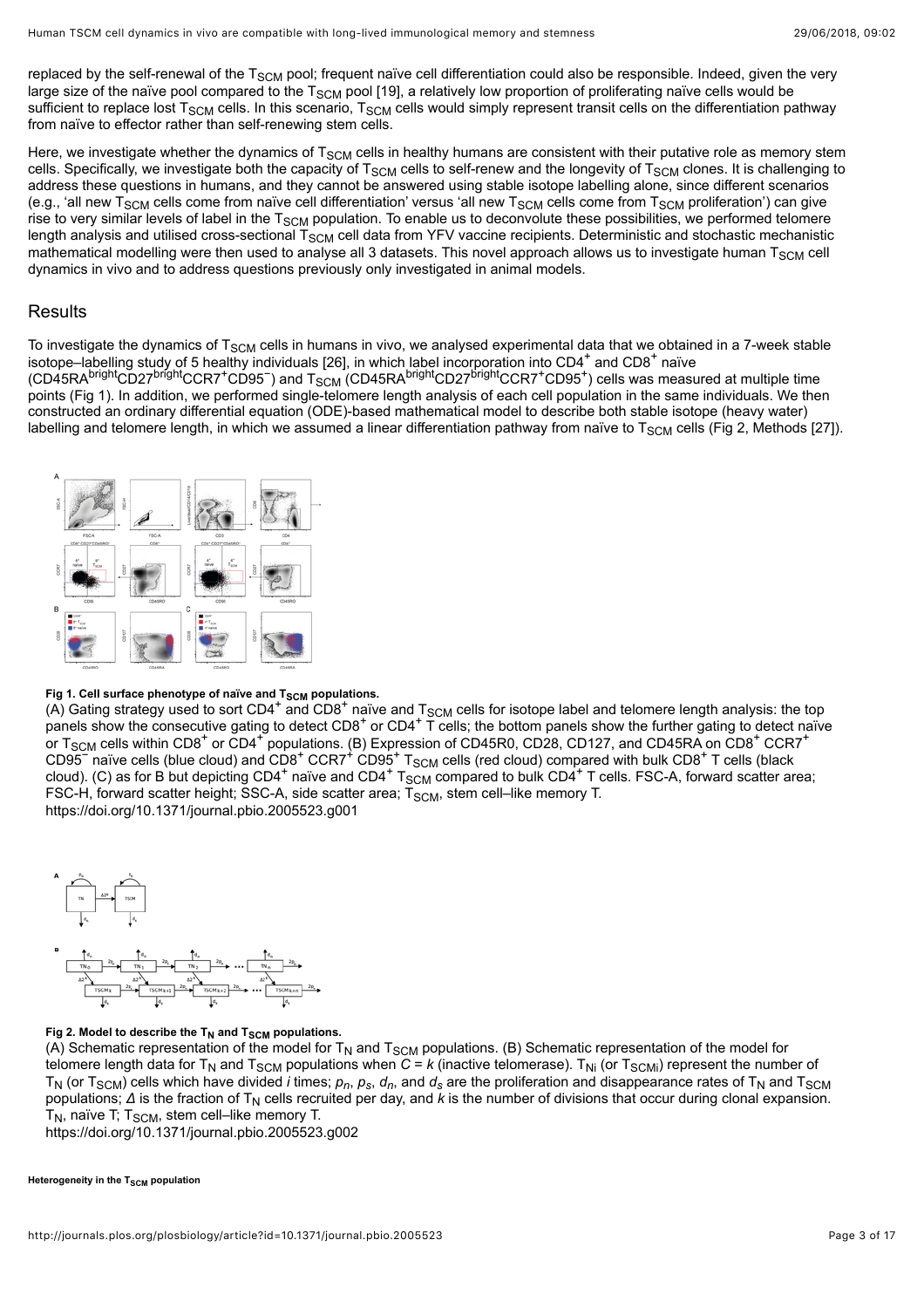replaced by the self-renewal of the $T_{SCM}$ pool; frequent naïve cell differentiation could also be responsible. Indeed, given the very large size of the naïve pool compared to the $T_{SCM}$ pool [19], a relatively low proportion of proliferating naïve cells would be sufficient to replace lost $T_{SCM}$ cells. In this scenario, $T_{SCM}$ cells would simply represent transit cells on the differentiation pathway from naïve to effector rather than self-renewing stem cells.

Here, we investigate whether the dynamics of $T_{SCM}$ cells in healthy humans are consistent with their putative role as memory stem cells. Specifically, we investigate both the capacity of $T_{SCM}$ cells to self-renew and the longevity of $T_{SCM}$ clones. It is challenging to address these questions in humans, and they cannot be answered using stable isotope labelling alone, since different scenarios (e.g., 'all new $T_{SCM}$ cells come from naïve cell differentiation' versus 'all new $T_{SCM}$ cells come from $T_{SCM}$ proliferation') can give rise to very similar levels of label in the $T_{SCM}$ population. To enable us to deconvolute these possibilities, we performed telomere length analysis and utilised cross-sectional $T_{SCM}$ cell data from YFV vaccine recipients. Deterministic and stochastic mechanistic mathematical modelling were then used to analyse all 3 datasets. This novel approach allows us to investigate human $T_{SCM}$ cell dynamics in vivo and to address questions previously only investigated in animal models.

## Results

To investigate the dynamics of $T_{SCM}$ cells in humans in vivo, we analysed experimental data that we obtained in a 7-week stable isotope–labelling study of 5 healthy individuals [26], in which label incorporation into $CD4^+$ and $CD8^+$ naïve ($CD45RA^{bright}CD27^{bright}CCR7^+CD95^-$) and $T_{SCM}$ ($CD45RA^{bright}CD27^{bright}CCR7^+CD95^+$) cells was measured at multiple time points (Fig 1). In addition, we performed single-telomere length analysis of each cell population in the same individuals. We then constructed an ordinary differential equation (ODE)-based mathematical model to describe both stable isotope (heavy water) labelling and telomere length, in which we assumed a linear differentiation pathway from naïve to $T_{SCM}$ cells (Fig 2, Methods [27]).

**Fig 1. Cell surface phenotype of naïve and $T_{SCM}$ populations.**
(A) Gating strategy used to sort $CD4^+$ and $CD8^+$ naïve and $T_{SCM}$ cells for isotope label and telomere length analysis: the top panels show the consecutive gating to detect $CD8^+$ or $CD4^+$ T cells; the bottom panels show the further gating to detect naïve or $T_{SCM}$ cells within $CD8^+$ or $CD4^+$ populations. (B) Expression of CD45R0, CD28, CD127, and CD45RA on $CD8^+$ $CCR7^+$ $CD95^-$ naïve cells (blue cloud) and $CD8^+$ $CCR7^+$ $CD95^+$ $T_{SCM}$ cells (red cloud) compared with bulk $CD8^+$ T cells (black cloud). (C) as for B but depicting $CD4^+$ naïve and $CD4^+$ $T_{SCM}$ compared to bulk $CD4^+$ T cells. FSC-A, forward scatter area; FSC-H, forward scatter height; SSC-A, side scatter area; $T_{SCM}$, stem cell–like memory T.
https://doi.org/10.1371/journal.pbio.2005523.g001

**Fig 2. Model to describe the $T_N$ and $T_{SCM}$ populations.**
(A) Schematic representation of the model for $T_N$ and $T_{SCM}$ populations. (B) Schematic representation of the model for telomere length data for $T_N$ and $T_{SCM}$ populations when $C = k$ (inactive telomerase). $T_{Ni}$ (or $T_{SCMi}$) represent the number of $T_N$ (or $T_{SCM}$) cells which have divided $i$ times; $p_n$, $p_s$, $d_n$, and $d_s$ are the proliferation and disappearance rates of $T_N$ and $T_{SCM}$ populations; $\Delta$ is the fraction of $T_N$ cells recruited per day, and $k$ is the number of divisions that occur during clonal expansion. $T_N$, naïve T; $T_{SCM}$, stem cell–like memory T.
https://doi.org/10.1371/journal.pbio.2005523.g002

##### Heterogeneity in the $T_{SCM}$ population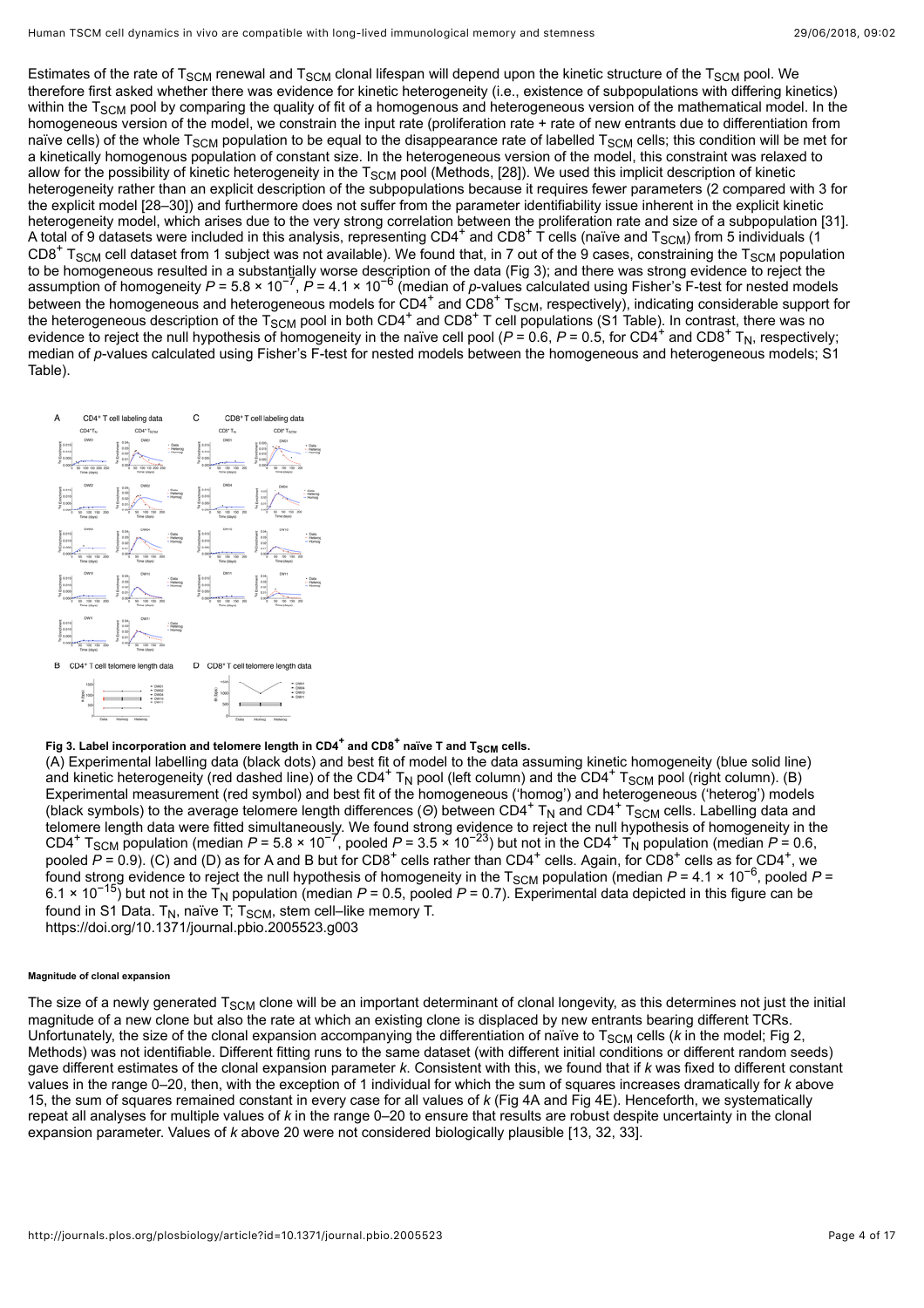Estimates of the rate of $T_{SCM}$ renewal and $T_{SCM}$ clonal lifespan will depend upon the kinetic structure of the $T_{SCM}$ pool. We therefore first asked whether there was evidence for kinetic heterogeneity (i.e., existence of subpopulations with differing kinetics) within the $T_{SCM}$ pool by comparing the quality of fit of a homogenous and heterogeneous version of the mathematical model. In the homogeneous version of the model, we constrain the input rate (proliferation rate + rate of new entrants due to differentiation from naïve cells) of the whole $T_{SCM}$ population to be equal to the disappearance rate of labelled $T_{SCM}$ cells; this condition will be met for a kinetically homogenous population of constant size. In the heterogeneous version of the model, this constraint was relaxed to allow for the possibility of kinetic heterogeneity in the $T_{SCM}$ pool (Methods, [28]). We used this implicit description of kinetic heterogeneity rather than an explicit description of the subpopulations because it requires fewer parameters (2 compared with 3 for the explicit model [28–30]) and furthermore does not suffer from the parameter identifiability issue inherent in the explicit kinetic heterogeneity model, which arises due to the very strong correlation between the proliferation rate and size of a subpopulation [31]. A total of 9 datasets were included in this analysis, representing $CD4^+$ and $CD8^+$ T cells (naïve and $T_{SCM}$) from 5 individuals (1 $CD8^+$ $T_{SCM}$ cell dataset from 1 subject was not available). We found that, in 7 out of the 9 cases, constraining the $T_{SCM}$ population to be homogeneous resulted in a substantially worse description of the data (Fig 3); and there was strong evidence to reject the assumption of homogeneity $P = 5.8 \times 10^{-7}$, $P = 4.1 \times 10^{-6}$ (median of *p*-values calculated using Fisher's F-test for nested models between the homogeneous and heterogeneous models for $CD4^+$ and $CD8^+$ $T_{SCM}$, respectively), indicating considerable support for the heterogeneous description of the $T_{SCM}$ pool in both $CD4^+$ and $CD8^+$ T cell populations (S1 Table). In contrast, there was no evidence to reject the null hypothesis of homogeneity in the naïve cell pool ($P = 0.6$, $P = 0.5$, for $CD4^+$ and $CD8^+$ $T_N$, respectively; median of *p*-values calculated using Fisher's F-test for nested models between the homogeneous and heterogeneous models; S1 Table).

**Fig 3. Label incorporation and telomere length in $CD4^+$ and $CD8^+$ naïve T and $T_{SCM}$ cells.**

(A) Experimental labelling data (black dots) and best fit of model to the data assuming kinetic homogeneity (blue solid line) and kinetic heterogeneity (red dashed line) of the $CD4^+$ $T_N$ pool (left column) and the $CD4^+$ $T_{SCM}$ pool (right column). (B) Experimental measurement (red symbol) and best fit of the homogeneous ('homog') and heterogeneous ('heterog') models (black symbols) to the average telomere length differences ($\Theta$) between $CD4^+$ $T_N$ and $CD4^+$ $T_{SCM}$ cells. Labelling data and telomere length data were fitted simultaneously. We found strong evidence to reject the null hypothesis of homogeneity in the $CD4^+$ $T_{SCM}$ population (median $P = 5.8 \times 10^{-7}$, pooled $P = 3.5 \times 10^{-23}$) but not in the $CD4^+$ $T_N$ population (median $P = 0.6$, pooled $P = 0.9$). (C) and (D) as for A and B but for $CD8^+$ cells rather than $CD4^+$ cells. Again, for $CD8^+$ cells as for $CD4^+$, we found strong evidence to reject the null hypothesis of homogeneity in the $T_{SCM}$ population (median $P = 4.1 \times 10^{-6}$, pooled $P = 6.1 \times 10^{-15}$) but not in the $T_N$ population (median $P = 0.5$, pooled $P = 0.7$). Experimental data depicted in this figure can be found in S1 Data. $T_N$, naïve T; $T_{SCM}$, stem cell–like memory T.
https://doi.org/10.1371/journal.pbio.2005523.g003

#### Magnitude of clonal expansion

The size of a newly generated $T_{SCM}$ clone will be an important determinant of clonal longevity, as this determines not just the initial magnitude of a new clone but also the rate at which an existing clone is displaced by new entrants bearing different TCRs. Unfortunately, the size of the clonal expansion accompanying the differentiation of naïve to $T_{SCM}$ cells (*k* in the model; Fig 2, Methods) was not identifiable. Different fitting runs to the same dataset (with different initial conditions or different random seeds) gave different estimates of the clonal expansion parameter *k*. Consistent with this, we found that if *k* was fixed to different constant values in the range 0–20, then, with the exception of 1 individual for which the sum of squares increases dramatically for *k* above 15, the sum of squares remained constant in every case for all values of *k* (Fig 4A and Fig 4E). Henceforth, we systematically repeat all analyses for multiple values of *k* in the range 0–20 to ensure that results are robust despite uncertainty in the clonal expansion parameter. Values of *k* above 20 were not considered biologically plausible [13, 32, 33].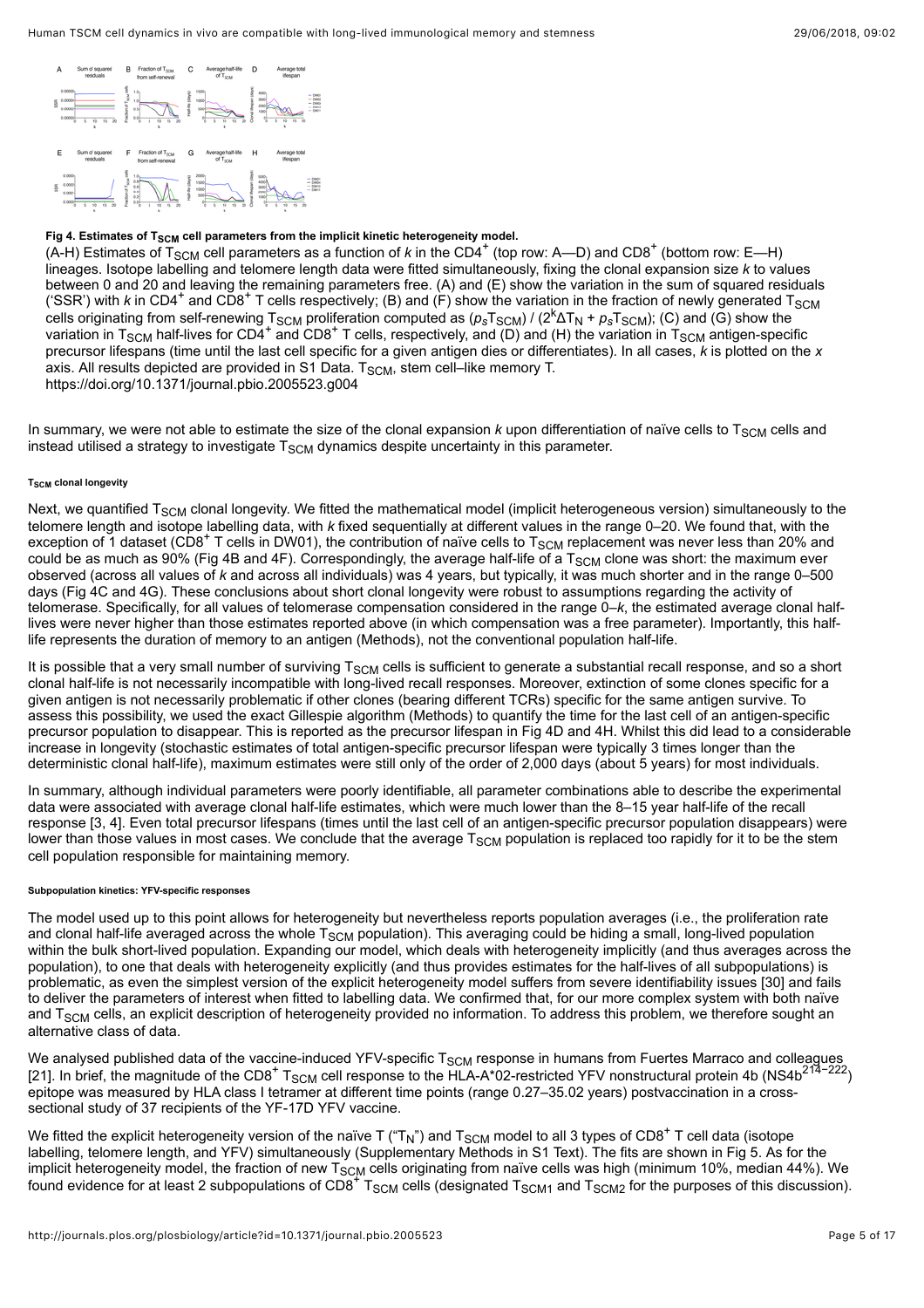**Fig 4. Estimates of $T_{SCM}$ cell parameters from the implicit kinetic heterogeneity model.**

(A-H) Estimates of $T_{SCM}$ cell parameters as a function of $k$ in the $CD4^+$ (top row: A—D) and $CD8^+$ (bottom row: E—H) lineages. Isotope labelling and telomere length data were fitted simultaneously, fixing the clonal expansion size $k$ to values between 0 and 20 and leaving the remaining parameters free. (A) and (E) show the variation in the sum of squared residuals ('SSR') with $k$ in $CD4^+$ and $CD8^+$ T cells respectively; (B) and (F) show the variation in the fraction of newly generated $T_{SCM}$ cells originating from self-renewing $T_{SCM}$ proliferation computed as $(p_s T_{SCM}) / (2^k \Delta T_N + p_s T_{SCM})$; (C) and (G) show the variation in $T_{SCM}$ half-lives for $CD4^+$ and $CD8^+$ T cells, respectively, and (D) and (H) the variation in $T_{SCM}$ antigen-specific precursor lifespans (time until the last cell specific for a given antigen dies or differentiates). In all cases, $k$ is plotted on the $x$ axis. All results depicted are provided in S1 Data. $T_{SCM}$, stem cell–like memory T.
https://doi.org/10.1371/journal.pbio.2005523.g004

In summary, we were not able to estimate the size of the clonal expansion $k$ upon differentiation of naïve cells to $T_{SCM}$ cells and instead utilised a strategy to investigate $T_{SCM}$ dynamics despite uncertainty in this parameter.

#### $T_{SCM}$ clonal longevity

Next, we quantified $T_{SCM}$ clonal longevity. We fitted the mathematical model (implicit heterogeneous version) simultaneously to the telomere length and isotope labelling data, with $k$ fixed sequentially at different values in the range 0–20. We found that, with the exception of 1 dataset ($CD8^+$ T cells in DW01), the contribution of naïve cells to $T_{SCM}$ replacement was never less than 20% and could be as much as 90% (Fig 4B and 4F). Correspondingly, the average half-life of a $T_{SCM}$ clone was short: the maximum ever observed (across all values of $k$ and across all individuals) was 4 years, but typically, it was much shorter and in the range 0–500 days (Fig 4C and 4G). These conclusions about short clonal longevity were robust to assumptions regarding the activity of telomerase. Specifically, for all values of telomerase compensation considered in the range 0–$k$, the estimated average clonal half-lives were never higher than those estimates reported above (in which compensation was a free parameter). Importantly, this half-life represents the duration of memory to an antigen (Methods), not the conventional population half-life.

It is possible that a very small number of surviving $T_{SCM}$ cells is sufficient to generate a substantial recall response, and so a short clonal half-life is not necessarily incompatible with long-lived recall responses. Moreover, extinction of some clones specific for a given antigen is not necessarily problematic if other clones (bearing different TCRs) specific for the same antigen survive. To assess this possibility, we used the exact Gillespie algorithm (Methods) to quantify the time for the last cell of an antigen-specific precursor population to disappear. This is reported as the precursor lifespan in Fig 4D and 4H. Whilst this did lead to a considerable increase in longevity (stochastic estimates of total antigen-specific precursor lifespan were typically 3 times longer than the deterministic clonal half-life), maximum estimates were still only of the order of 2,000 days (about 5 years) for most individuals.

In summary, although individual parameters were poorly identifiable, all parameter combinations able to describe the experimental data were associated with average clonal half-life estimates, which were much lower than the 8–15 year half-life of the recall response [3, 4]. Even total precursor lifespans (times until the last cell of an antigen-specific precursor population disappears) were lower than those values in most cases. We conclude that the average $T_{SCM}$ population is replaced too rapidly for it to be the stem cell population responsible for maintaining memory.

#### Subpopulation kinetics: YFV-specific responses

The model used up to this point allows for heterogeneity but nevertheless reports population averages (i.e., the proliferation rate and clonal half-life averaged across the whole $T_{SCM}$ population). This averaging could be hiding a small, long-lived population within the bulk short-lived population. Expanding our model, which deals with heterogeneity implicitly (and thus averages across the population), to one that deals with heterogeneity explicitly (and thus provides estimates for the half-lives of all subpopulations) is problematic, as even the simplest version of the explicit heterogeneity model suffers from severe identifiability issues [30] and fails to deliver the parameters of interest when fitted to labelling data. We confirmed that, for our more complex system with both naïve and $T_{SCM}$ cells, an explicit description of heterogeneity provided no information. To address this problem, we therefore sought an alternative class of data.

We analysed published data of the vaccine-induced YFV-specific $T_{SCM}$ response in humans from Fuertes Marraco and colleagues [21]. In brief, the magnitude of the $CD8^+$ $T_{SCM}$ cell response to the HLA-A*02-restricted YFV nonstructural protein 4b ($NS4b^{214-222}$) epitope was measured by HLA class I tetramer at different time points (range 0.27–35.02 years) postvaccination in a cross-sectional study of 37 recipients of the YF-17D YFV vaccine.

We fitted the explicit heterogeneity version of the naïve T ("$T_N$") and $T_{SCM}$ model to all 3 types of $CD8^+$ T cell data (isotope labelling, telomere length, and YFV) simultaneously (Supplementary Methods in S1 Text). The fits are shown in Fig 5. As for the implicit heterogeneity model, the fraction of new $T_{SCM}$ cells originating from naïve cells was high (minimum 10%, median 44%). We found evidence for at least 2 subpopulations of $CD8^+$ $T_{SCM}$ cells (designated $T_{SCM1}$ and $T_{SCM2}$ for the purposes of this discussion).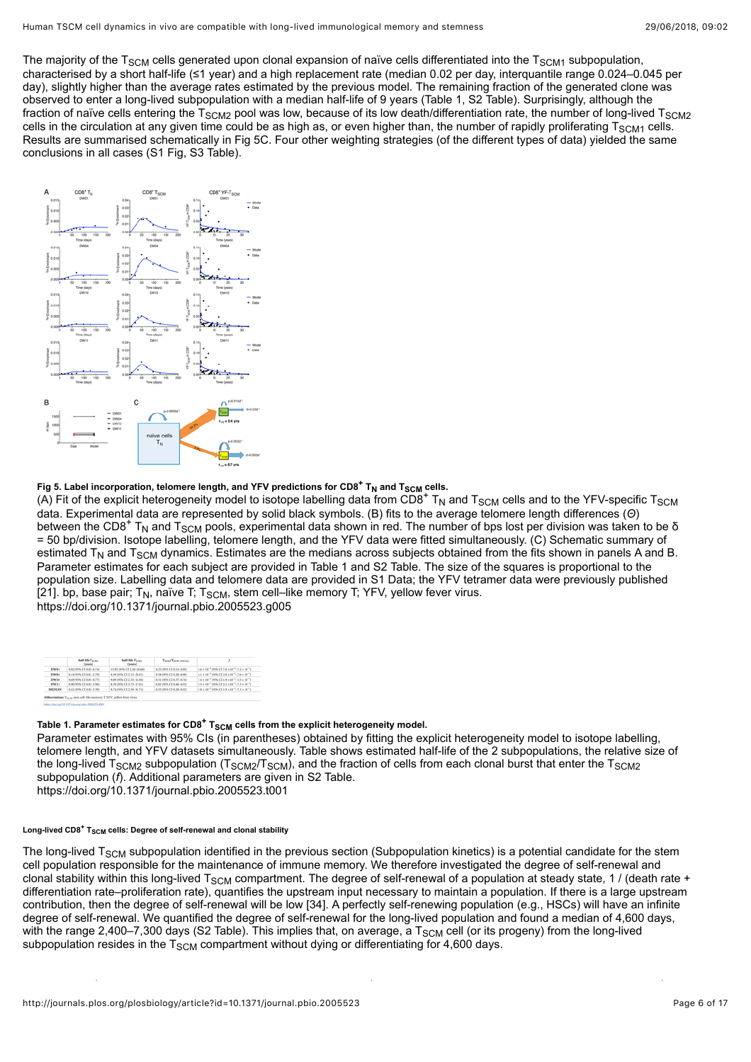The majority of the $T_{SCM}$ cells generated upon clonal expansion of naïve cells differentiated into the $T_{SCM1}$ subpopulation, characterised by a short half-life (≤1 year) and a high replacement rate (median 0.02 per day, interquantile range 0.024–0.045 per day), slightly higher than the average rates estimated by the previous model. The remaining fraction of the generated clone was observed to enter a long-lived subpopulation with a median half-life of 9 years (Table 1, S2 Table). Surprisingly, although the fraction of naïve cells entering the $T_{SCM2}$ pool was low, because of its low death/differentiation rate, the number of long-lived $T_{SCM2}$ cells in the circulation at any given time could be as high as, or even higher than, the number of rapidly proliferating $T_{SCM1}$ cells. Results are summarised schematically in Fig 5C. Four other weighting strategies (of the different types of data) yielded the same conclusions in all cases (S1 Fig, S3 Table).

**Fig 5. Label incorporation, telomere length, and YFV predictions for CD8$^+$ $T_N$ and $T_{SCM}$ cells.**
(A) Fit of the explicit heterogeneity model to isotope labelling data from CD8$^+$ $T_N$ and $T_{SCM}$ cells and to the YFV-specific $T_{SCM}$ data. Experimental data are represented by solid black symbols. (B) fits to the average telomere length differences ($\Theta$) between the CD8$^+$ $T_N$ and $T_{SCM}$ pools, experimental data shown in red. The number of bps lost per division was taken to be $\delta$ = 50 bp/division. Isotope labelling, telomere length, and the YFV data were fitted simultaneously. (C) Schematic summary of estimated $T_N$ and $T_{SCM}$ dynamics. Estimates are the medians across subjects obtained from the fits shown in panels A and B. Parameter estimates for each subject are provided in Table 1 and S2 Table. The size of the squares is proportional to the population size. Labelling data and telomere data are provided in S1 Data; the YFV tetramer data were previously published [21]. bp, base pair; $T_N$, naïve T; $T_{SCM}$, stem cell–like memory T; YFV, yellow fever virus.
https://doi.org/10.1371/journal.pbio.2005523.g005

| | half-life $T_{SCM1}$ [years] | half-life $T_{SCM2}$ [years] | $T_{SCM2}/T_{SCM\ (total)}$ | $f$ |
|---|---|---|---|---|
| DW01 | 0.02 (95% CI 0.02–0.74) | 13.92 (95% CI 2.26–18.68) | 0.25 (95% CI 0.14–0.89) | $1.6 \times 10^{-3}$ (95% CI $7.6 \times 10^{-4}$–$7.2 \times 10^{-3}$) |
| DW04 | 0.14 (95% CI 0.0–2.79) | 4.59 (95% CI 2.15–26.41) | 0.38 (95% CI 0.20–0.96) | $1.1 \times 10^{-3}$ (95% CI $2.6 \times 10^{-4}$–$7.6 \times 10^{-3}$) |
| DW10 | 0.69 (95% CI 0.05–0.77) | 9.09 (95% CI 2.55–16.50) | 0.31 (95% CI 0.37–0.74) | $1.6 \times 10^{-3}$ (95% CI $1.9 \times 10^{-4}$–$1.5 \times 10^{-2}$) |
| DW11 | 0.90 (95% CI 0.03–3.90) | 8.39 (95% CI 3.75–17.01) | 0.82 (95% CI 0.46–0.93) | $1.5 \times 10^{-3}$ (95% CI $2.1 \times 10^{-4}$–$7.3 \times 10^{-3}$) |
| MEDIAN | 0.41 (95% CI 0.02–3.39) | 8.74 (95% CI 2.30–18.71) | 0.33 (95% CI 0.26–0.92) | $1.6 \times 10^{-3}$ (95% CI $1.9 \times 10^{-4}$–$7.3 \times 10^{-3}$) |

**Abbreviations:** $T_{SCM}$, stem cell–like memory T; YFV, yellow fever virus

https://doi.org/10.1371/journal.pbio.2005523.t001

**Table 1. Parameter estimates for CD8$^+$ $T_{SCM}$ cells from the explicit heterogeneity model.**
Parameter estimates with 95% CIs (in parentheses) obtained by fitting the explicit heterogeneity model to isotope labelling, telomere length, and YFV datasets simultaneously. Table shows estimated half-life of the 2 subpopulations, the relative size of the long-lived $T_{SCM2}$ subpopulation ($T_{SCM2}/T_{SCM}$), and the fraction of cells from each clonal burst that enter the $T_{SCM2}$ subpopulation ($f$). Additional parameters are given in S2 Table.
https://doi.org/10.1371/journal.pbio.2005523.t001

#### Long-lived CD8$^+$ $T_{SCM}$ cells: Degree of self-renewal and clonal stability

The long-lived $T_{SCM}$ subpopulation identified in the previous section (Subpopulation kinetics) is a potential candidate for the stem cell population responsible for the maintenance of immune memory. We therefore investigated the degree of self-renewal and clonal stability within this long-lived $T_{SCM}$ compartment. The degree of self-renewal of a population at steady state, 1 / (death rate + differentiation rate–proliferation rate), quantifies the upstream input necessary to maintain a population. If there is a large upstream contribution, then the degree of self-renewal will be low [34]. A perfectly self-renewing population (e.g., HSCs) will have an infinite degree of self-renewal. We quantified the degree of self-renewal for the long-lived population and found a median of 4,600 days, with the range 2,400–7,300 days (S2 Table). This implies that, on average, a $T_{SCM}$ cell (or its progeny) from the long-lived subpopulation resides in the $T_{SCM}$ compartment without dying or differentiating for 4,600 days.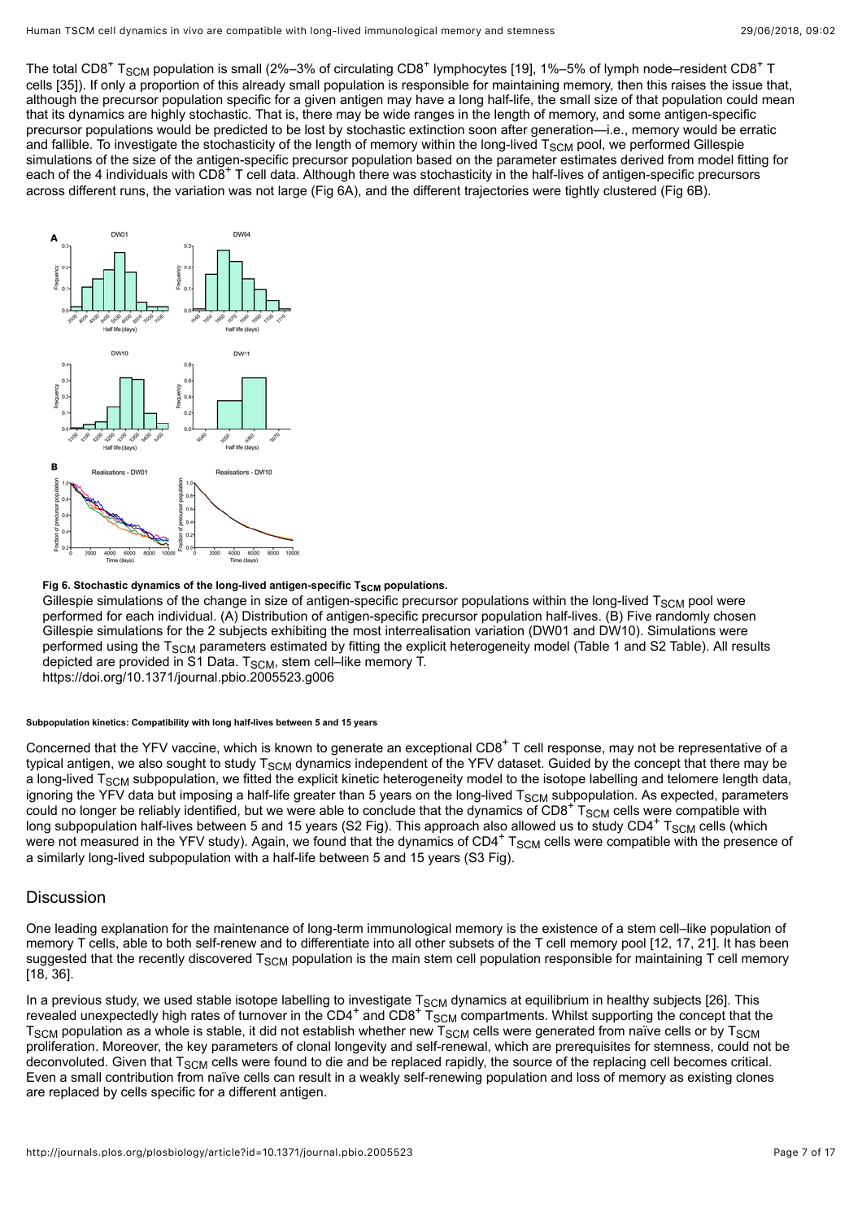The total $CD8^+$ $T_{SCM}$ population is small (2%–3% of circulating $CD8^+$ lymphocytes [19], 1%–5% of lymph node–resident $CD8^+$ T cells [35]). If only a proportion of this already small population is responsible for maintaining memory, then this raises the issue that, although the precursor population specific for a given antigen may have a long half-life, the small size of that population could mean that its dynamics are highly stochastic. That is, there may be wide ranges in the length of memory, and some antigen-specific precursor populations would be predicted to be lost by stochastic extinction soon after generation—i.e., memory would be erratic and fallible. To investigate the stochasticity of the length of memory within the long-lived $T_{SCM}$ pool, we performed Gillespie simulations of the size of the antigen-specific precursor population based on the parameter estimates derived from model fitting for each of the 4 individuals with $CD8^+$ T cell data. Although there was stochasticity in the half-lives of antigen-specific precursors across different runs, the variation was not large (Fig 6A), and the different trajectories were tightly clustered (Fig 6B).

**Fig 6. Stochastic dynamics of the long-lived antigen-specific $T_{SCM}$ populations.**
Gillespie simulations of the change in size of antigen-specific precursor populations within the long-lived $T_{SCM}$ pool were performed for each individual. (A) Distribution of antigen-specific precursor population half-lives. (B) Five randomly chosen Gillespie simulations for the 2 subjects exhibiting the most interrealisation variation (DW01 and DW10). Simulations were performed using the $T_{SCM}$ parameters estimated by fitting the explicit heterogeneity model (Table 1 and S2 Table). All results depicted are provided in S1 Data. $T_{SCM}$, stem cell–like memory T.
https://doi.org/10.1371/journal.pbio.2005523.g006

###### Subpopulation kinetics: Compatibility with long half-lives between 5 and 15 years

Concerned that the YFV vaccine, which is known to generate an exceptional $CD8^+$ T cell response, may not be representative of a typical antigen, we also sought to study $T_{SCM}$ dynamics independent of the YFV dataset. Guided by the concept that there may be a long-lived $T_{SCM}$ subpopulation, we fitted the explicit kinetic heterogeneity model to the isotope labelling and telomere length data, ignoring the YFV data but imposing a half-life greater than 5 years on the long-lived $T_{SCM}$ subpopulation. As expected, parameters could no longer be reliably identified, but we were able to conclude that the dynamics of $CD8^+$ $T_{SCM}$ cells were compatible with long subpopulation half-lives between 5 and 15 years (S2 Fig). This approach also allowed us to study $CD4^+$ $T_{SCM}$ cells (which were not measured in the YFV study). Again, we found that the dynamics of $CD4^+$ $T_{SCM}$ cells were compatible with the presence of a similarly long-lived subpopulation with a half-life between 5 and 15 years (S3 Fig).

## Discussion

One leading explanation for the maintenance of long-term immunological memory is the existence of a stem cell–like population of memory T cells, able to both self-renew and to differentiate into all other subsets of the T cell memory pool [12, 17, 21]. It has been suggested that the recently discovered $T_{SCM}$ population is the main stem cell population responsible for maintaining T cell memory [18, 36].

In a previous study, we used stable isotope labelling to investigate $T_{SCM}$ dynamics at equilibrium in healthy subjects [26]. This revealed unexpectedly high rates of turnover in the $CD4^+$ and $CD8^+$ $T_{SCM}$ compartments. Whilst supporting the concept that the $T_{SCM}$ population as a whole is stable, it did not establish whether new $T_{SCM}$ cells were generated from naïve cells or by $T_{SCM}$ proliferation. Moreover, the key parameters of clonal longevity and self-renewal, which are prerequisites for stemness, could not be deconvoluted. Given that $T_{SCM}$ cells were found to die and be replaced rapidly, the source of the replacing cell becomes critical. Even a small contribution from naïve cells can result in a weakly self-renewing population and loss of memory as existing clones are replaced by cells specific for a different antigen.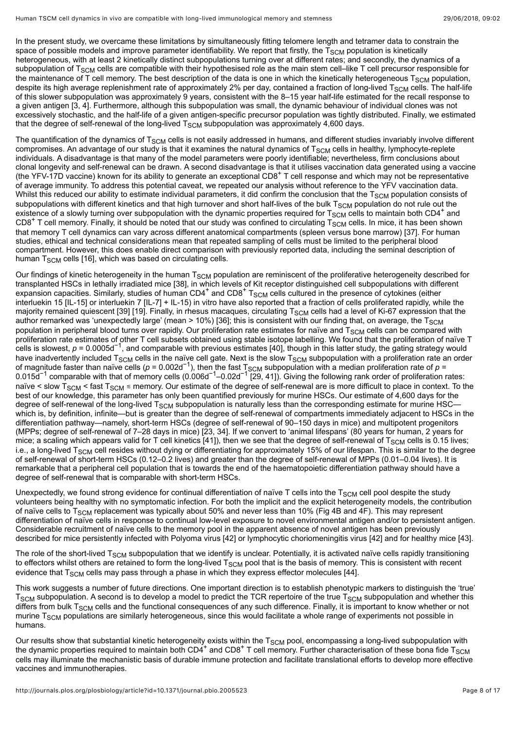In the present study, we overcame these limitations by simultaneously fitting telomere length and tetramer data to constrain the space of possible models and improve parameter identifiability. We report that firstly, the $T_{SCM}$ population is kinetically heterogeneous, with at least 2 kinetically distinct subpopulations turning over at different rates; and secondly, the dynamics of a subpopulation of $T_{SCM}$ cells are compatible with their hypothesised role as the main stem cell–like T cell precursor responsible for the maintenance of T cell memory. The best description of the data is one in which the kinetically heterogeneous $T_{SCM}$ population, despite its high average replenishment rate of approximately 2% per day, contained a fraction of long-lived $T_{SCM}$ cells. The half-life of this slower subpopulation was approximately 9 years, consistent with the 8–15 year half-life estimated for the recall response to a given antigen [3, 4]. Furthermore, although this subpopulation was small, the dynamic behaviour of individual clones was not excessively stochastic, and the half-life of a given antigen-specific precursor population was tightly distributed. Finally, we estimated that the degree of self-renewal of the long-lived $T_{SCM}$ subpopulation was approximately 4,600 days.

The quantification of the dynamics of $T_{SCM}$ cells is not easily addressed in humans, and different studies invariably involve different compromises. An advantage of our study is that it examines the natural dynamics of $T_{SCM}$ cells in healthy, lymphocyte-replete individuals. A disadvantage is that many of the model parameters were poorly identifiable; nevertheless, firm conclusions about clonal longevity and self-renewal can be drawn. A second disadvantage is that it utilises vaccination data generated using a vaccine (the YFV-17D vaccine) known for its ability to generate an exceptional $CD8^+$ T cell response and which may not be representative of average immunity. To address this potential caveat, we repeated our analysis without reference to the YFV vaccination data. Whilst this reduced our ability to estimate individual parameters, it did confirm the conclusion that the $T_{SCM}$ population consists of subpopulations with different kinetics and that high turnover and short half-lives of the bulk $T_{SCM}$ population do not rule out the existence of a slowly turning over subpopulation with the dynamic properties required for $T_{SCM}$ cells to maintain both $CD4^+$ and $CD8^+$ T cell memory. Finally, it should be noted that our study was confined to circulating $T_{SCM}$ cells. In mice, it has been shown that memory T cell dynamics can vary across different anatomical compartments (spleen versus bone marrow) [37]. For human studies, ethical and technical considerations mean that repeated sampling of cells must be limited to the peripheral blood compartment. However, this does enable direct comparison with previously reported data, including the seminal description of human $T_{SCM}$ cells [16], which was based on circulating cells.

Our findings of kinetic heterogeneity in the human $T_{SCM}$ population are reminiscent of the proliferative heterogeneity described for transplanted HSCs in lethally irradiated mice [38], in which levels of Kit receptor distinguished cell subpopulations with different expansion capacities. Similarly, studies of human $CD4^+$ and $CD8^+$ $T_{SCM}$ cells cultured in the presence of cytokines (either interleukin 15 [IL-15] or interleukin 7 [IL-7] + IL-15) in vitro have also reported that a fraction of cells proliferated rapidly, while the majority remained quiescent [39] [19]. Finally, in rhesus macaques, circulating $T_{SCM}$ cells had a level of Ki-67 expression that the author remarked was 'unexpectedly large' (mean > 10%) [36]; this is consistent with our finding that, on average, the $T_{SCM}$ population in peripheral blood turns over rapidly. Our proliferation rate estimates for naïve and $T_{SCM}$ cells can be compared with proliferation rate estimates of other T cell subsets obtained using stable isotope labelling. We found that the proliferation of naïve T cells is slowest, $p = 0.0005d^{-1}$, and comparable with previous estimates [40], though in this latter study, the gating strategy would have inadvertently included $T_{SCM}$ cells in the naïve cell gate. Next is the slow $T_{SCM}$ subpopulation with a proliferation rate an order of magnitude faster than naïve cells ($p = 0.002d^{-1}$), then the fast $T_{SCM}$ subpopulation with a median proliferation rate of $p = 0.015d^{-1}$ comparable with that of memory cells ($0.006d^{-1}$–$0.02d^{-1}$ [29, 41]). Giving the following rank order of proliferation rates: naïve < slow $T_{SCM}$ < fast $T_{SCM}$ ≲ memory. Our estimate of the degree of self-renewal are is more difficult to place in context. To the best of our knowledge, this parameter has only been quantified previously for murine HSCs. Our estimate of 4,600 days for the degree of self-renewal of the long-lived $T_{SCM}$ subpopulation is naturally less than the corresponding estimate for murine HSC—which is, by definition, infinite—but is greater than the degree of self-renewal of compartments immediately adjacent to HSCs in the differentiation pathway—namely, short-term HSCs (degree of self-renewal of 90–150 days in mice) and multipotent progenitors (MPPs; degree of self-renewal of 7–28 days in mice) [23, 34]. If we convert to 'animal lifespans' (80 years for human, 2 years for mice; a scaling which appears valid for T cell kinetics [41]), then we see that the degree of self-renewal of $T_{SCM}$ cells is 0.15 lives; i.e., a long-lived $T_{SCM}$ cell resides without dying or differentiating for approximately 15% of our lifespan. This is similar to the degree of self-renewal of short-term HSCs (0.12–0.2 lives) and greater than the degree of self-renewal of MPPs (0.01–0.04 lives). It is remarkable that a peripheral cell population that is towards the end of the haematopoietic differentiation pathway should have a degree of self-renewal that is comparable with short-term HSCs.

Unexpectedly, we found strong evidence for continual differentiation of naïve T cells into the $T_{SCM}$ cell pool despite the study volunteers being healthy with no symptomatic infection. For both the implicit and the explicit heterogeneity models, the contribution of naïve cells to $T_{SCM}$ replacement was typically about 50% and never less than 10% (Fig 4B and 4F). This may represent differentiation of naïve cells in response to continual low-level exposure to novel environmental antigen and/or to persistent antigen. Considerable recruitment of naïve cells to the memory pool in the apparent absence of novel antigen has been previously described for mice persistently infected with Polyoma virus [42] or lymphocytic choriomeningitis virus [42] and for healthy mice [43].

The role of the short-lived $T_{SCM}$ subpopulation that we identify is unclear. Potentially, it is activated naïve cells rapidly transitioning to effectors whilst others are retained to form the long-lived $T_{SCM}$ pool that is the basis of memory. This is consistent with recent evidence that $T_{SCM}$ cells may pass through a phase in which they express effector molecules [44].

This work suggests a number of future directions. One important direction is to establish phenotypic markers to distinguish the 'true' $T_{SCM}$ subpopulation. A second is to develop a model to predict the TCR repertoire of the true $T_{SCM}$ subpopulation and whether this differs from bulk $T_{SCM}$ cells and the functional consequences of any such difference. Finally, it is important to know whether or not murine $T_{SCM}$ populations are similarly heterogeneous, since this would facilitate a whole range of experiments not possible in humans.

Our results show that substantial kinetic heterogeneity exists within the $T_{SCM}$ pool, encompassing a long-lived subpopulation with the dynamic properties required to maintain both $CD4^+$ and $CD8^+$ T cell memory. Further characterisation of these bona fide $T_{SCM}$ cells may illuminate the mechanistic basis of durable immune protection and facilitate translational efforts to develop more effective vaccines and immunotherapies.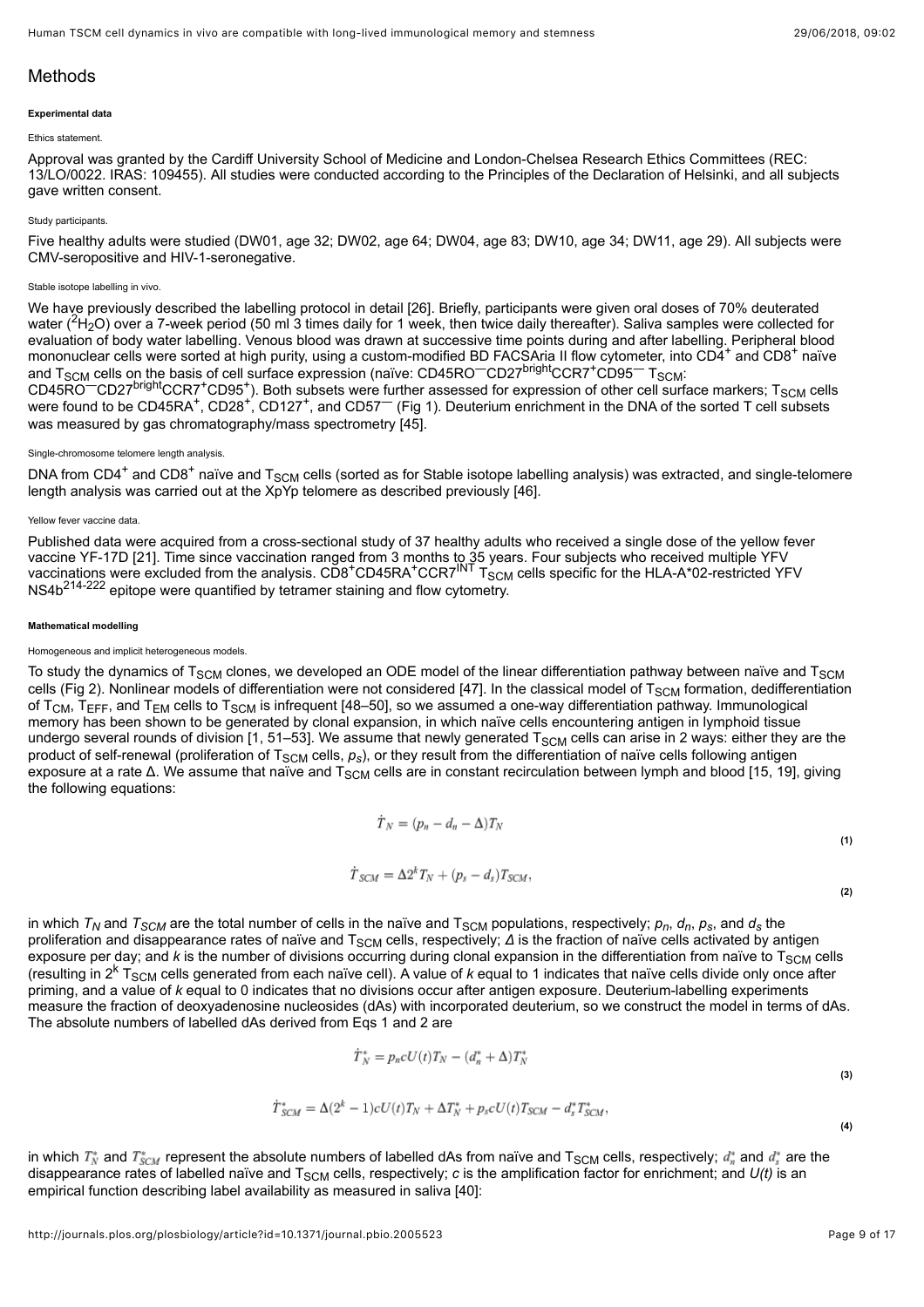## Methods

### Experimental data

#### Ethics statement.

Approval was granted by the Cardiff University School of Medicine and London-Chelsea Research Ethics Committees (REC: 13/LO/0022. IRAS: 109455). All studies were conducted according to the Principles of the Declaration of Helsinki, and all subjects gave written consent.

#### Study participants.

Five healthy adults were studied (DW01, age 32; DW02, age 64; DW04, age 83; DW10, age 34; DW11, age 29). All subjects were CMV-seropositive and HIV-1-seronegative.

#### Stable isotope labelling in vivo.

We have previously described the labelling protocol in detail [26]. Briefly, participants were given oral doses of 70% deuterated water ($^2H_2O$) over a 7-week period (50 ml 3 times daily for 1 week, then twice daily thereafter). Saliva samples were collected for evaluation of body water labelling. Venous blood was drawn at successive time points during and after labelling. Peripheral blood mononuclear cells were sorted at high purity, using a custom-modified BD FACSAria II flow cytometer, into $CD4^+$ and $CD8^+$ naïve and $T_{SCM}$ cells on the basis of cell surface expression (naïve: $CD45RO^-CD27^{bright}CCR7^+CD95^-$ $T_{SCM}$: $CD45RO^-CD27^{bright}CCR7^+CD95^+$). Both subsets were further assessed for expression of other cell surface markers; $T_{SCM}$ cells were found to be $CD45RA^+$, $CD28^+$, $CD127^+$, and $CD57^-$ (Fig 1). Deuterium enrichment in the DNA of the sorted T cell subsets was measured by gas chromatography/mass spectrometry [45].

#### Single-chromosome telomere length analysis.

DNA from $CD4^+$ and $CD8^+$ naïve and $T_{SCM}$ cells (sorted as for Stable isotope labelling analysis) was extracted, and single-telomere length analysis was carried out at the XpYp telomere as described previously [46].

#### Yellow fever vaccine data.

Published data were acquired from a cross-sectional study of 37 healthy adults who received a single dose of the yellow fever vaccine YF-17D [21]. Time since vaccination ranged from 3 months to 35 years. Four subjects who received multiple YFV vaccinations were excluded from the analysis. $CD8^+CD45RA^+CCR7^{INT}$ $T_{SCM}$ cells specific for the HLA-A*02-restricted YFV NS4b$^{214-222}$ epitope were quantified by tetramer staining and flow cytometry.

### Mathematical modelling

#### Homogeneous and implicit heterogeneous models.

To study the dynamics of $T_{SCM}$ clones, we developed an ODE model of the linear differentiation pathway between naïve and $T_{SCM}$ cells (Fig 2). Nonlinear models of differentiation were not considered [47]. In the classical model of $T_{SCM}$ formation, dedifferentiation of $T_{CM}$, $T_{EFF}$, and $T_{EM}$ cells to $T_{SCM}$ is infrequent [48–50], so we assumed a one-way differentiation pathway. Immunological memory has been shown to be generated by clonal expansion, in which naïve cells encountering antigen in lymphoid tissue undergo several rounds of division [1, 51–53]. We assume that newly generated $T_{SCM}$ cells can arise in 2 ways: either they are the product of self-renewal (proliferation of $T_{SCM}$ cells, $p_s$), or they result from the differentiation of naïve cells following antigen exposure at a rate Δ. We assume that naïve and $T_{SCM}$ cells are in constant recirculation between lymph and blood [15, 19], giving the following equations:

$$\dot{T}_N = (p_n - d_n - \Delta)T_N \tag{1}$$

$$\dot{T}_{SCM} = \Delta 2^k T_N + (p_s - d_s)T_{SCM}, \tag{2}$$

in which $T_N$ and $T_{SCM}$ are the total number of cells in the naïve and $T_{SCM}$ populations, respectively; $p_n$, $d_n$, $p_s$, and $d_s$ the proliferation and disappearance rates of naïve and $T_{SCM}$ cells, respectively; $\Delta$ is the fraction of naïve cells activated by antigen exposure per day; and $k$ is the number of divisions occurring during clonal expansion in the differentiation from naïve to $T_{SCM}$ cells (resulting in $2^k$ $T_{SCM}$ cells generated from each naïve cell). A value of $k$ equal to 1 indicates that naïve cells divide only once after priming, and a value of $k$ equal to 0 indicates that no divisions occur after antigen exposure. Deuterium-labelling experiments measure the fraction of deoxyadenosine nucleosides (dAs) with incorporated deuterium, so we construct the model in terms of dAs. The absolute numbers of labelled dAs derived from Eqs 1 and 2 are

$$\dot{T}_N^* = p_n c U(t) T_N - (d_n^* + \Delta)T_N^* \tag{3}$$

$$\dot{T}_{SCM}^* = \Delta(2^k - 1)cU(t)T_N + \Delta T_N^* + p_s c U(t) T_{SCM} - d_s^* T_{SCM}^*, \tag{4}$$

in which $T_N^*$ and $T_{SCM}^*$ represent the absolute numbers of labelled dAs from naïve and $T_{SCM}$ cells, respectively; $d_n^*$ and $d_s^*$ are the disappearance rates of labelled naïve and $T_{SCM}$ cells, respectively; $c$ is the amplification factor for enrichment; and $U(t)$ is an empirical function describing label availability as measured in saliva [40]: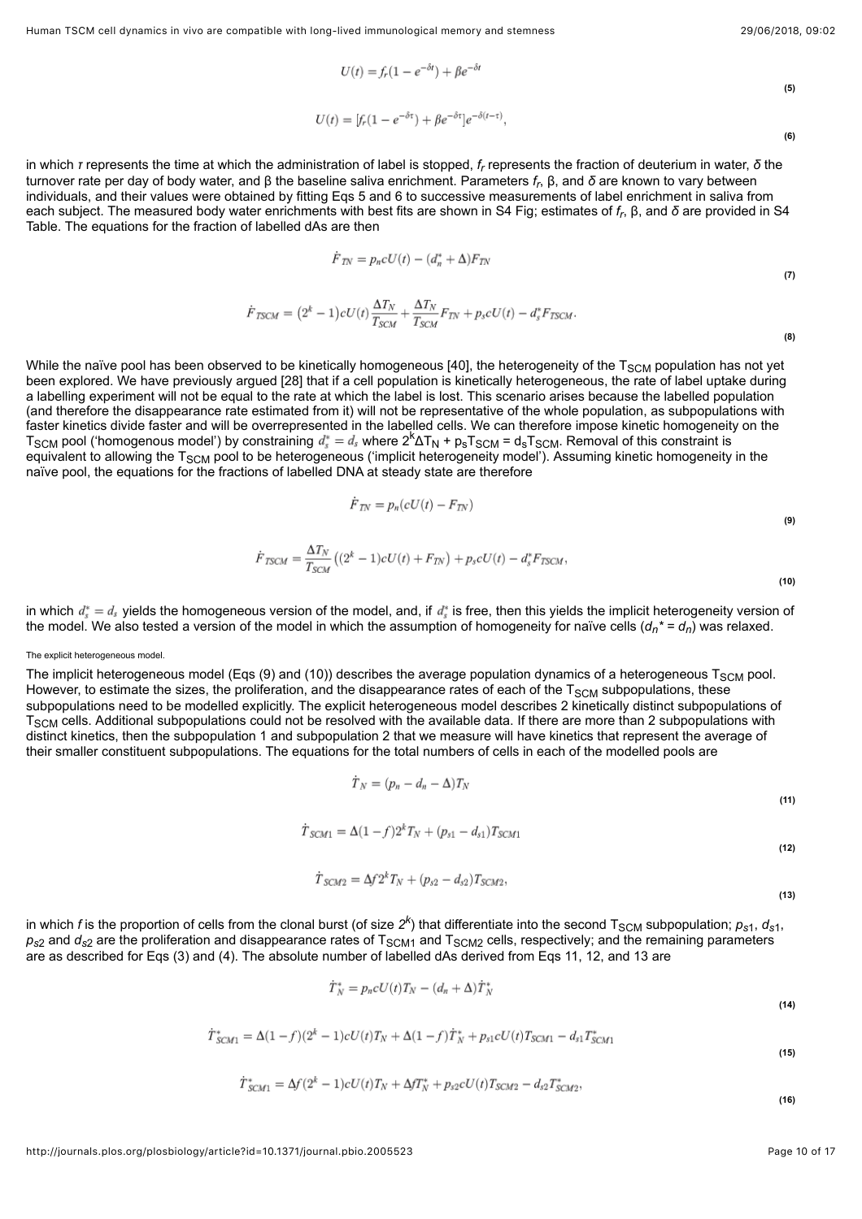$$U(t) = f_r(1 - e^{-\delta t}) + \beta e^{-\delta t} \tag{5}$$

$$U(t) = [f_r(1 - e^{-\delta\tau}) + \beta e^{-\delta\tau}]e^{-\delta(t-\tau)}, \tag{6}$$

in which $\tau$ represents the time at which the administration of label is stopped, $f_r$ represents the fraction of deuterium in water, $\delta$ the turnover rate per day of body water, and β the baseline saliva enrichment. Parameters $f_r$, β, and $\delta$ are known to vary between individuals, and their values were obtained by fitting Eqs 5 and 6 to successive measurements of label enrichment in saliva from each subject. The measured body water enrichments with best fits are shown in S4 Fig; estimates of $f_r$, β, and $\delta$ are provided in S4 Table. The equations for the fraction of labelled dAs are then

$$\dot{F}_{TN} = p_n c U(t) - (d_n^* + \Delta)F_{TN} \tag{7}$$

$$\dot{F}_{TSCM} = (2^k - 1)cU(t)\frac{\Delta T_N}{T_{SCM}} + \frac{\Delta T_N}{T_{SCM}}F_{TN} + p_s cU(t) - d_s^* F_{TSCM}. \tag{8}$$

While the naïve pool has been observed to be kinetically homogeneous [40], the heterogeneity of the $T_{SCM}$ population has not yet been explored. We have previously argued [28] that if a cell population is kinetically heterogeneous, the rate of label uptake during a labelling experiment will not be equal to the rate at which the label is lost. This scenario arises because the labelled population (and therefore the disappearance rate estimated from it) will not be representative of the whole population, as subpopulations with faster kinetics divide faster and will be overrepresented in the labelled cells. We can therefore impose kinetic homogeneity on the $T_{SCM}$ pool ('homogenous model') by constraining $d_s^* = d_s$ where $2^k\Delta T_N + p_s T_{SCM} = d_s T_{SCM}$. Removal of this constraint is equivalent to allowing the $T_{SCM}$ pool to be heterogeneous ('implicit heterogeneity model'). Assuming kinetic homogeneity in the naïve pool, the equations for the fractions of labelled DNA at steady state are therefore

$$\dot{F}_{TN} = p_n(cU(t) - F_{TN}) \tag{9}$$

$$\dot{F}_{TSCM} = \frac{\Delta T_N}{T_{SCM}}\left((2^k - 1)cU(t) + F_{TN}\right) + p_s cU(t) - d_s^* F_{TSCM}, \tag{10}$$

in which $d_s^* = d_s$ yields the homogeneous version of the model, and, if $d_s^*$ is free, then this yields the implicit heterogeneity version of the model. We also tested a version of the model in which the assumption of homogeneity for naïve cells ($d_n^* = d_n$) was relaxed.

#### The explicit heterogeneous model.

The implicit heterogeneous model (Eqs (9) and (10)) describes the average population dynamics of a heterogeneous $T_{SCM}$ pool. However, to estimate the sizes, the proliferation, and the disappearance rates of each of the $T_{SCM}$ subpopulations, these subpopulations need to be modelled explicitly. The explicit heterogeneous model describes 2 kinetically distinct subpopulations of $T_{SCM}$ cells. Additional subpopulations could not be resolved with the available data. If there are more than 2 subpopulations with distinct kinetics, then the subpopulation 1 and subpopulation 2 that we measure will have kinetics that represent the average of their smaller constituent subpopulations. The equations for the total numbers of cells in each of the modelled pools are

$$\dot{T}_N = (p_n - d_n - \Delta)T_N \tag{11}$$

$$\dot{T}_{SCM1} = \Delta(1 - f)2^k T_N + (p_{s1} - d_{s1})T_{SCM1} \tag{12}$$

$$\dot{T}_{SCM2} = \Delta f 2^k T_N + (p_{s2} - d_{s2})T_{SCM2}, \tag{13}$$

in which $f$ is the proportion of cells from the clonal burst (of size $2^k$) that differentiate into the second $T_{SCM}$ subpopulation; $p_{s1}$, $d_{s1}$, $p_{s2}$ and $d_{s2}$ are the proliferation and disappearance rates of $T_{SCM1}$ and $T_{SCM2}$ cells, respectively; and the remaining parameters are as described for Eqs (3) and (4). The absolute number of labelled dAs derived from Eqs 11, 12, and 13 are

$$\dot{T}_N^* = p_n cU(t)T_N - (d_n + \Delta)\dot{T}_N^* \tag{14}$$

$$\dot{T}_{SCM1}^* = \Delta(1 - f)(2^k - 1)cU(t)T_N + \Delta(1 - f)\dot{T}_N^* + p_{s1}cU(t)T_{SCM1} - d_{s1}T_{SCM1}^* \tag{15}$$

$$\dot{T}_{SCM1}^* = \Delta f(2^k - 1)cU(t)T_N + \Delta f T_N^* + p_{s2}cU(t)T_{SCM2} - d_{s2}T_{SCM2}^*, \tag{16}$$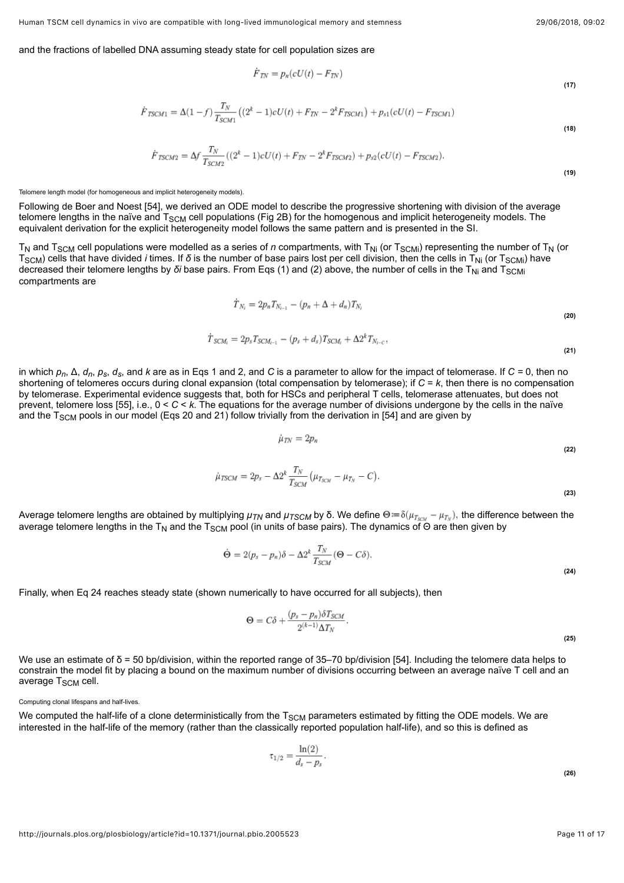and the fractions of labelled DNA assuming steady state for cell population sizes are

$$\dot{F}_{TN} = p_n(cU(t) - F_{TN}) \tag{17}$$

$$\dot{F}_{TSCM1} = \Delta(1-f)\frac{T_N}{T_{SCM1}}\left((2^k - 1)cU(t) + F_{TN} - 2^k F_{TSCM1}\right) + p_{s1}(cU(t) - F_{TSCM1}) \tag{18}$$

$$\dot{F}_{TSCM2} = \Delta f \frac{T_N}{T_{SCM2}}((2^k - 1)cU(t) + F_{TN} - 2^k F_{TSCM2}) + p_{s2}(cU(t) - F_{TSCM2}). \tag{19}$$

###### Telomere length model (for homogeneous and implicit heterogeneity models).

Following de Boer and Noest [54], we derived an ODE model to describe the progressive shortening with division of the average telomere lengths in the naïve and $T_{SCM}$ cell populations (Fig 2B) for the homogenous and implicit heterogeneity models. The equivalent derivation for the explicit heterogeneity model follows the same pattern and is presented in the SI.

$T_N$ and $T_{SCM}$ cell populations were modelled as a series of *n* compartments, with $T_{Ni}$ (or $T_{SCMi}$) representing the number of $T_N$ (or $T_{SCM}$) cells that have divided *i* times. If *δ* is the number of base pairs lost per cell division, then the cells in $T_{Ni}$ (or $T_{SCMi}$) have decreased their telomere lengths by *δi* base pairs. From Eqs (1) and (2) above, the number of cells in the $T_{Ni}$ and $T_{SCMi}$ compartments are

$$\dot{T}_{N_i} = 2p_n T_{N_{i-1}} - (p_n + \Delta + d_n)T_{N_i} \tag{20}$$

$$\dot{T}_{SCM_i} = 2p_s T_{SCM_{i-1}} - (p_s + d_s)T_{SCM_i} + \Delta 2^k T_{N_{i-C}}, \tag{21}$$

in which $p_n$, $\Delta$, $d_n$, $p_s$, $d_s$, and *k* are as in Eqs 1 and 2, and *C* is a parameter to allow for the impact of telomerase. If $C = 0$, then no shortening of telomeres occurs during clonal expansion (total compensation by telomerase); if $C = k$, then there is no compensation by telomerase. Experimental evidence suggests that, both for HSCs and peripheral T cells, telomerase attenuates, but does not prevent, telomere loss [55], i.e., $0 < C < k$. The equations for the average number of divisions undergone by the cells in the naïve and the $T_{SCM}$ pools in our model (Eqs 20 and 21) follow trivially from the derivation in [54] and are given by

$$\dot{\mu}_{TN} = 2p_n \tag{22}$$

$$\dot{\mu}_{TSCM} = 2p_s - \Delta 2^k \frac{T_N}{T_{SCM}}\left(\mu_{T_{SCM}} - \mu_{T_N} - C\right). \tag{23}$$

Average telomere lengths are obtained by multiplying $\mu_{TN}$ and $\mu_{TSCM}$ by δ. We define $\Theta := \delta(\mu_{T_{SCM}} - \mu_{T_N})$, the difference between the average telomere lengths in the $T_N$ and the $T_{SCM}$ pool (in units of base pairs). The dynamics of Θ are then given by

$$\dot{\Theta} = 2(p_s - p_n)\delta - \Delta 2^k \frac{T_N}{T_{SCM}}(\Theta - C\delta). \tag{24}$$

Finally, when Eq 24 reaches steady state (shown numerically to have occurred for all subjects), then

$$\Theta = C\delta + \frac{(p_s - p_n)\delta T_{SCM}}{2^{(k-1)}\Delta T_N}. \tag{25}$$

We use an estimate of δ = 50 bp/division, within the reported range of 35–70 bp/division [54]. Including the telomere data helps to constrain the model fit by placing a bound on the maximum number of divisions occurring between an average naïve T cell and an average $T_{SCM}$ cell.

###### Computing clonal lifespans and half-lives.

We computed the half-life of a clone deterministically from the $T_{SCM}$ parameters estimated by fitting the ODE models. We are interested in the half-life of the memory (rather than the classically reported population half-life), and so this is defined as

$$\tau_{1/2} = \frac{\ln(2)}{d_s - p_s}. \tag{26}$$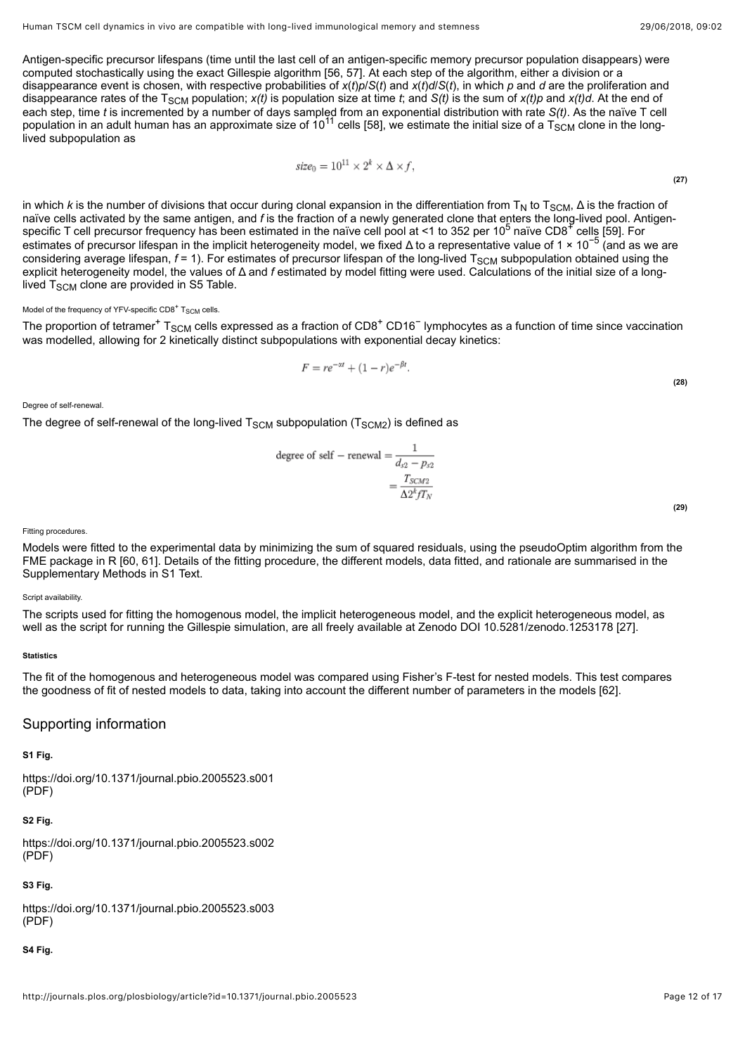Antigen-specific precursor lifespans (time until the last cell of an antigen-specific memory precursor population disappears) were computed stochastically using the exact Gillespie algorithm [56, 57]. At each step of the algorithm, either a division or a disappearance event is chosen, with respective probabilities of $x(t)p/S(t)$ and $x(t)d/S(t)$, in which $p$ and $d$ are the proliferation and disappearance rates of the $T_{SCM}$ population; $x(t)$ is population size at time $t$; and $S(t)$ is the sum of $x(t)p$ and $x(t)d$. At the end of each step, time $t$ is incremented by a number of days sampled from an exponential distribution with rate $S(t)$. As the naïve T cell population in an adult human has an approximate size of $10^{11}$ cells [58], we estimate the initial size of a $T_{SCM}$ clone in the long-lived subpopulation as

$$size_0 = 10^{11} \times 2^k \times \Delta \times f, \tag{27}$$

in which $k$ is the number of divisions that occur during clonal expansion in the differentiation from $T_N$ to $T_{SCM}$, $\Delta$ is the fraction of naïve cells activated by the same antigen, and $f$ is the fraction of a newly generated clone that enters the long-lived pool. Antigen-specific T cell precursor frequency has been estimated in the naïve cell pool at <1 to 352 per $10^5$ naïve $CD8^+$ cells [59]. For estimates of precursor lifespan in the implicit heterogeneity model, we fixed $\Delta$ to a representative value of $1 \times 10^{-5}$ (and as we are considering average lifespan, $f = 1$). For estimates of precursor lifespan of the long-lived $T_{SCM}$ subpopulation obtained using the explicit heterogeneity model, the values of $\Delta$ and $f$ estimated by model fitting were used. Calculations of the initial size of a long-lived $T_{SCM}$ clone are provided in S5 Table.

###### Model of the frequency of YFV-specific $CD8^+$ $T_{SCM}$ cells.

The proportion of tetramer$^+$ $T_{SCM}$ cells expressed as a fraction of $CD8^+$ $CD16^-$ lymphocytes as a function of time since vaccination was modelled, allowing for 2 kinetically distinct subpopulations with exponential decay kinetics:

$$F = re^{-\alpha t} + (1 - r)e^{-\beta t}. \tag{28}$$

###### Degree of self-renewal.

The degree of self-renewal of the long-lived $T_{SCM}$ subpopulation ($T_{SCM2}$) is defined as

$$\begin{aligned} \text{degree of self-renewal} &= \frac{1}{d_{s2} - p_{s2}} \\ &= \frac{T_{SCM2}}{\Delta 2^k f T_N} \end{aligned} \tag{29}$$

###### Fitting procedures.

Models were fitted to the experimental data by minimizing the sum of squared residuals, using the pseudoOptim algorithm from the FME package in R [60, 61]. Details of the fitting procedure, the different models, data fitted, and rationale are summarised in the Supplementary Methods in S1 Text.

###### Script availability.

The scripts used for fitting the homogenous model, the implicit heterogeneous model, and the explicit heterogeneous model, as well as the script for running the Gillespie simulation, are all freely available at Zenodo DOI 10.5281/zenodo.1253178 [27].

#### Statistics

The fit of the homogenous and heterogeneous model was compared using Fisher's F-test for nested models. This test compares the goodness of fit of nested models to data, taking into account the different number of parameters in the models [62].

## Supporting information

**S1 Fig.**

https://doi.org/10.1371/journal.pbio.2005523.s001
(PDF)

**S2 Fig.**

https://doi.org/10.1371/journal.pbio.2005523.s002
(PDF)

**S3 Fig.**

https://doi.org/10.1371/journal.pbio.2005523.s003
(PDF)

**S4 Fig.**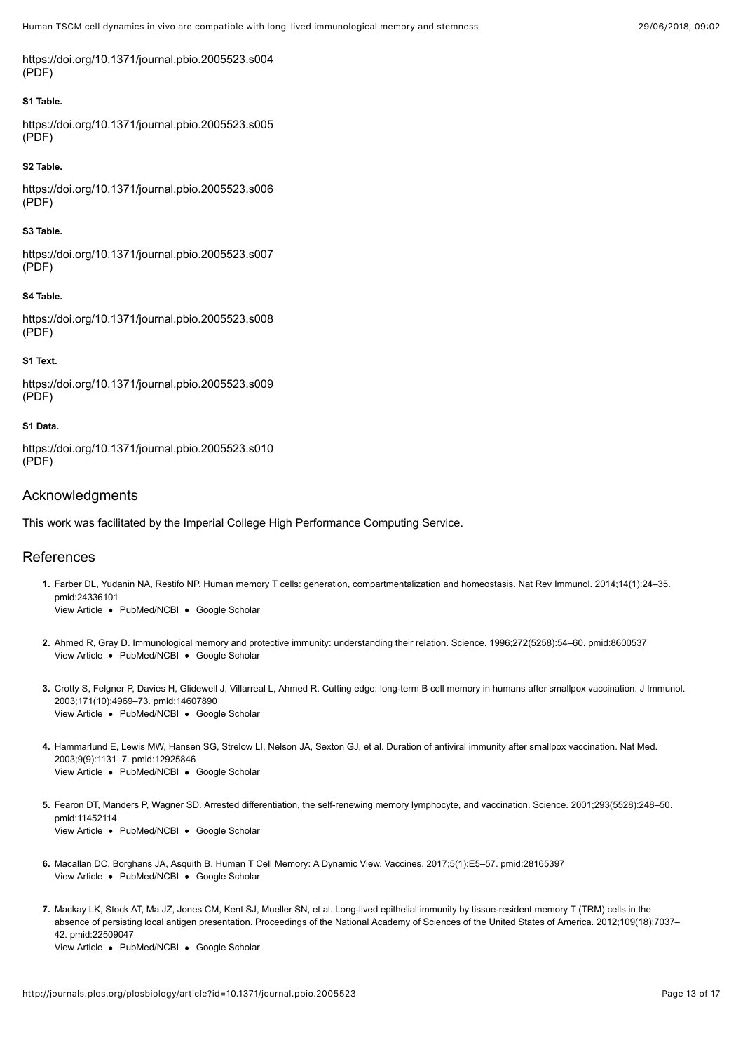https://doi.org/10.1371/journal.pbio.2005523.s004
(PDF)

**S1 Table.**

https://doi.org/10.1371/journal.pbio.2005523.s005
(PDF)

**S2 Table.**

https://doi.org/10.1371/journal.pbio.2005523.s006
(PDF)

**S3 Table.**

https://doi.org/10.1371/journal.pbio.2005523.s007
(PDF)

**S4 Table.**

https://doi.org/10.1371/journal.pbio.2005523.s008
(PDF)

**S1 Text.**

https://doi.org/10.1371/journal.pbio.2005523.s009
(PDF)

**S1 Data.**

https://doi.org/10.1371/journal.pbio.2005523.s010
(PDF)

## Acknowledgments

This work was facilitated by the Imperial College High Performance Computing Service.

## References

1. Farber DL, Yudanin NA, Restifo NP. Human memory T cells: generation, compartmentalization and homeostasis. Nat Rev Immunol. 2014;14(1):24–35. pmid:24336101
   View Article • PubMed/NCBI • Google Scholar

2. Ahmed R, Gray D. Immunological memory and protective immunity: understanding their relation. Science. 1996;272(5258):54–60. pmid:8600537
   View Article • PubMed/NCBI • Google Scholar

3. Crotty S, Felgner P, Davies H, Glidewell J, Villarreal L, Ahmed R. Cutting edge: long-term B cell memory in humans after smallpox vaccination. J Immunol. 2003;171(10):4969–73. pmid:14607890
   View Article • PubMed/NCBI • Google Scholar

4. Hammarlund E, Lewis MW, Hansen SG, Strelow LI, Nelson JA, Sexton GJ, et al. Duration of antiviral immunity after smallpox vaccination. Nat Med. 2003;9(9):1131–7. pmid:12925846
   View Article • PubMed/NCBI • Google Scholar

5. Fearon DT, Manders P, Wagner SD. Arrested differentiation, the self-renewing memory lymphocyte, and vaccination. Science. 2001;293(5528):248–50. pmid:11452114
   View Article • PubMed/NCBI • Google Scholar

6. Macallan DC, Borghans JA, Asquith B. Human T Cell Memory: A Dynamic View. Vaccines. 2017;5(1):E5–57. pmid:28165397
   View Article • PubMed/NCBI • Google Scholar

7. Mackay LK, Stock AT, Ma JZ, Jones CM, Kent SJ, Mueller SN, et al. Long-lived epithelial immunity by tissue-resident memory T (TRM) cells in the absence of persisting local antigen presentation. Proceedings of the National Academy of Sciences of the United States of America. 2012;109(18):7037–42. pmid:22509047
   View Article • PubMed/NCBI • Google Scholar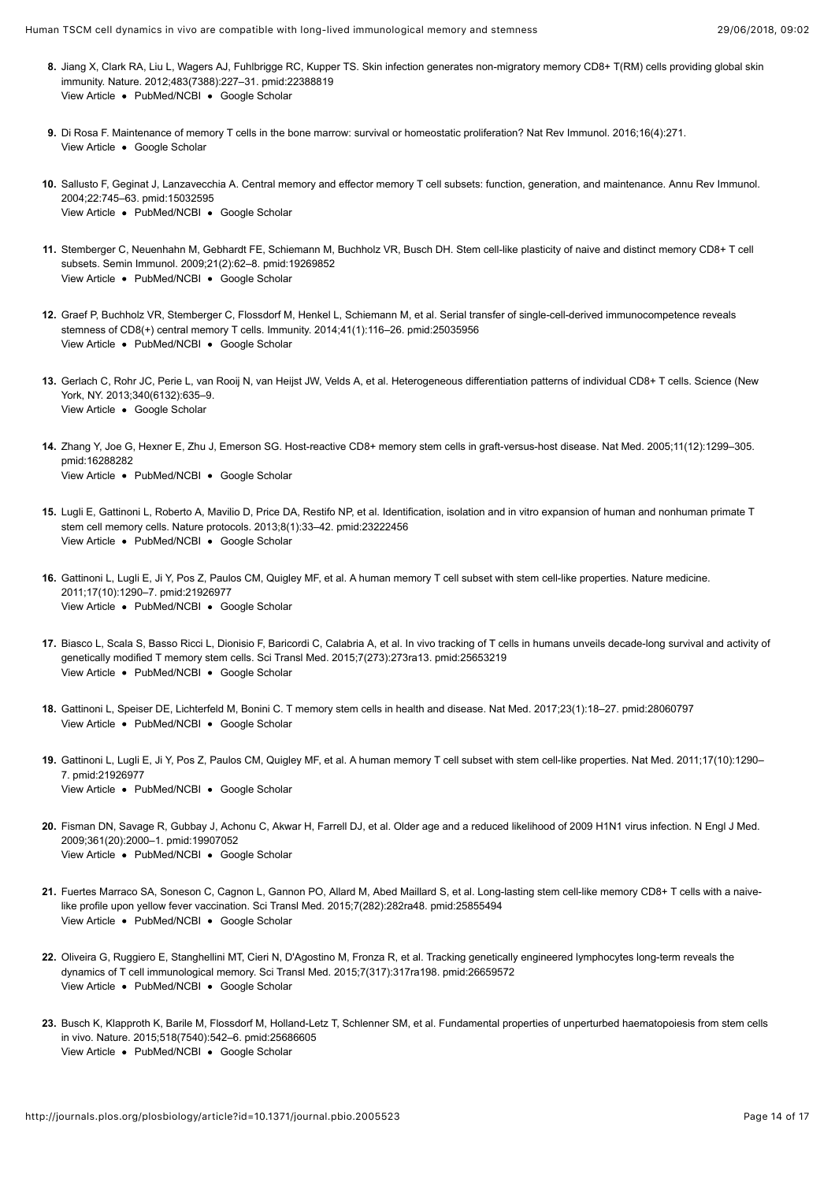8. Jiang X, Clark RA, Liu L, Wagers AJ, Fuhlbrigge RC, Kupper TS. Skin infection generates non-migratory memory CD8+ T(RM) cells providing global skin immunity. Nature. 2012;483(7388):227–31. pmid:22388819
View Article • PubMed/NCBI • Google Scholar

9. Di Rosa F. Maintenance of memory T cells in the bone marrow: survival or homeostatic proliferation? Nat Rev Immunol. 2016;16(4):271.
View Article • Google Scholar

10. Sallusto F, Geginat J, Lanzavecchia A. Central memory and effector memory T cell subsets: function, generation, and maintenance. Annu Rev Immunol. 2004;22:745–63. pmid:15032595
View Article • PubMed/NCBI • Google Scholar

11. Stemberger C, Neuenhahn M, Gebhardt FE, Schiemann M, Buchholz VR, Busch DH. Stem cell-like plasticity of naive and distinct memory CD8+ T cell subsets. Semin Immunol. 2009;21(2):62–8. pmid:19269852
View Article • PubMed/NCBI • Google Scholar

12. Graef P, Buchholz VR, Stemberger C, Flossdorf M, Henkel L, Schiemann M, et al. Serial transfer of single-cell-derived immunocompetence reveals stemness of CD8(+) central memory T cells. Immunity. 2014;41(1):116–26. pmid:25035956
View Article • PubMed/NCBI • Google Scholar

13. Gerlach C, Rohr JC, Perie L, van Rooij N, van Heijst JW, Velds A, et al. Heterogeneous differentiation patterns of individual CD8+ T cells. Science (New York, NY. 2013;340(6132):635–9.
View Article • Google Scholar

14. Zhang Y, Joe G, Hexner E, Zhu J, Emerson SG. Host-reactive CD8+ memory stem cells in graft-versus-host disease. Nat Med. 2005;11(12):1299–305. pmid:16288282
View Article • PubMed/NCBI • Google Scholar

15. Lugli E, Gattinoni L, Roberto A, Mavilio D, Price DA, Restifo NP, et al. Identification, isolation and in vitro expansion of human and nonhuman primate T stem cell memory cells. Nature protocols. 2013;8(1):33–42. pmid:23222456
View Article • PubMed/NCBI • Google Scholar

16. Gattinoni L, Lugli E, Ji Y, Pos Z, Paulos CM, Quigley MF, et al. A human memory T cell subset with stem cell-like properties. Nature medicine. 2011;17(10):1290–7. pmid:21926977
View Article • PubMed/NCBI • Google Scholar

17. Biasco L, Scala S, Basso Ricci L, Dionisio F, Baricordi C, Calabria A, et al. In vivo tracking of T cells in humans unveils decade-long survival and activity of genetically modified T memory stem cells. Sci Transl Med. 2015;7(273):273ra13. pmid:25653219
View Article • PubMed/NCBI • Google Scholar

18. Gattinoni L, Speiser DE, Lichterfeld M, Bonini C. T memory stem cells in health and disease. Nat Med. 2017;23(1):18–27. pmid:28060797
View Article • PubMed/NCBI • Google Scholar

19. Gattinoni L, Lugli E, Ji Y, Pos Z, Paulos CM, Quigley MF, et al. A human memory T cell subset with stem cell-like properties. Nat Med. 2011;17(10):1290–7. pmid:21926977
View Article • PubMed/NCBI • Google Scholar

20. Fisman DN, Savage R, Gubbay J, Achonu C, Akwar H, Farrell DJ, et al. Older age and a reduced likelihood of 2009 H1N1 virus infection. N Engl J Med. 2009;361(20):2000–1. pmid:19907052
View Article • PubMed/NCBI • Google Scholar

21. Fuertes Marraco SA, Soneson C, Cagnon L, Gannon PO, Allard M, Abed Maillard S, et al. Long-lasting stem cell-like memory CD8+ T cells with a naive-like profile upon yellow fever vaccination. Sci Transl Med. 2015;7(282):282ra48. pmid:25855494
View Article • PubMed/NCBI • Google Scholar

22. Oliveira G, Ruggiero E, Stanghellini MT, Cieri N, D'Agostino M, Fronza R, et al. Tracking genetically engineered lymphocytes long-term reveals the dynamics of T cell immunological memory. Sci Transl Med. 2015;7(317):317ra198. pmid:26659572
View Article • PubMed/NCBI • Google Scholar

23. Busch K, Klapproth K, Barile M, Flossdorf M, Holland-Letz T, Schlenner SM, et al. Fundamental properties of unperturbed haematopoiesis from stem cells in vivo. Nature. 2015;518(7540):542–6. pmid:25686605
View Article • PubMed/NCBI • Google Scholar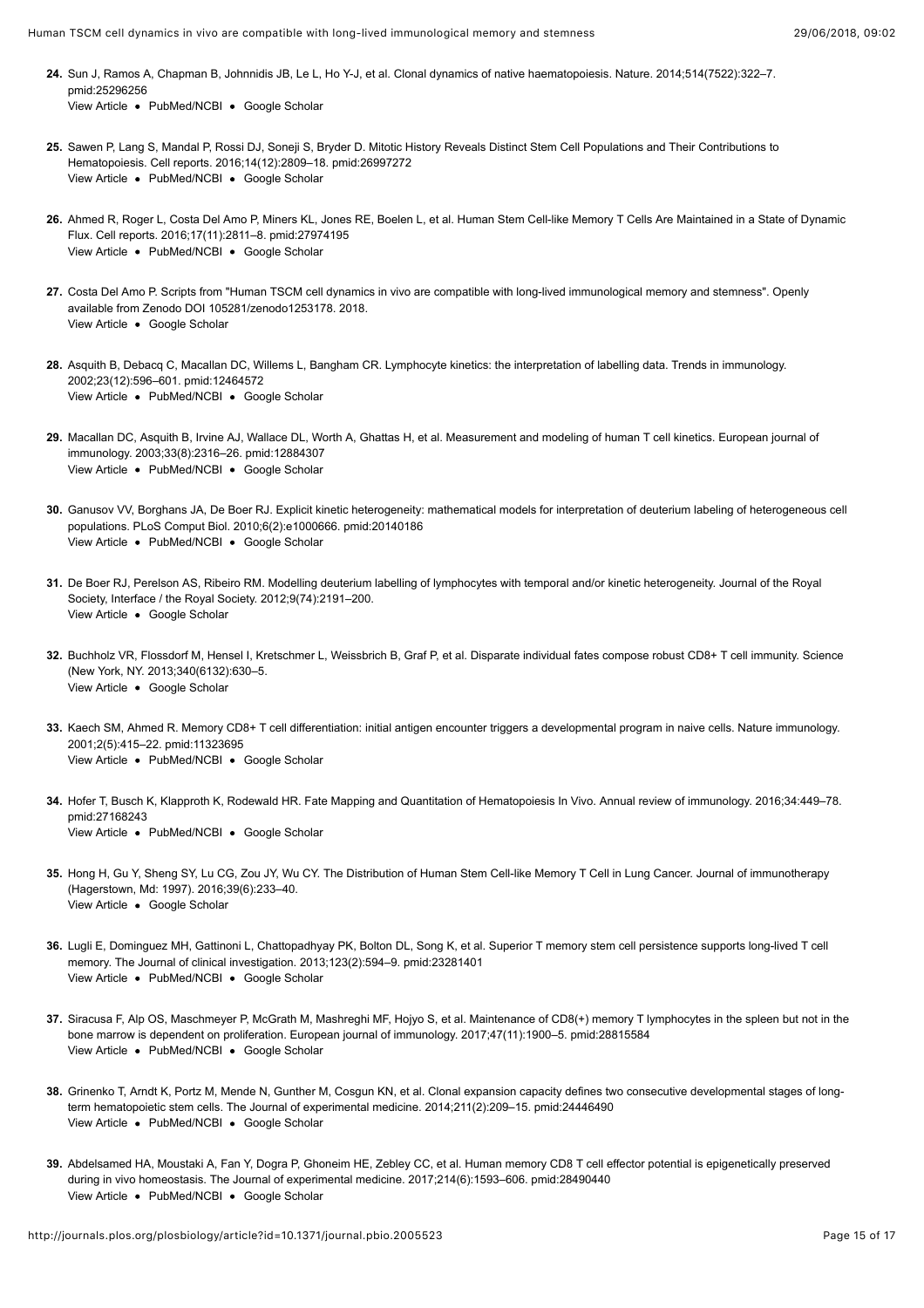24. Sun J, Ramos A, Chapman B, Johnnidis JB, Le L, Ho Y-J, et al. Clonal dynamics of native haematopoiesis. Nature. 2014;514(7522):322–7. pmid:25296256
View Article • PubMed/NCBI • Google Scholar

25. Sawen P, Lang S, Mandal P, Rossi DJ, Soneji S, Bryder D. Mitotic History Reveals Distinct Stem Cell Populations and Their Contributions to Hematopoiesis. Cell reports. 2016;14(12):2809–18. pmid:26997272
View Article • PubMed/NCBI • Google Scholar

26. Ahmed R, Roger L, Costa Del Amo P, Miners KL, Jones RE, Boelen L, et al. Human Stem Cell-like Memory T Cells Are Maintained in a State of Dynamic Flux. Cell reports. 2016;17(11):2811–8. pmid:27974195
View Article • PubMed/NCBI • Google Scholar

27. Costa Del Amo P. Scripts from "Human TSCM cell dynamics in vivo are compatible with long-lived immunological memory and stemness". Openly available from Zenodo DOI 105281/zenodo1253178. 2018.
View Article • Google Scholar

28. Asquith B, Debacq C, Macallan DC, Willems L, Bangham CR. Lymphocyte kinetics: the interpretation of labelling data. Trends in immunology. 2002;23(12):596–601. pmid:12464572
View Article • PubMed/NCBI • Google Scholar

29. Macallan DC, Asquith B, Irvine AJ, Wallace DL, Worth A, Ghattas H, et al. Measurement and modeling of human T cell kinetics. European journal of immunology. 2003;33(8):2316–26. pmid:12884307
View Article • PubMed/NCBI • Google Scholar

30. Ganusov VV, Borghans JA, De Boer RJ. Explicit kinetic heterogeneity: mathematical models for interpretation of deuterium labeling of heterogeneous cell populations. PLoS Comput Biol. 2010;6(2):e1000666. pmid:20140186
View Article • PubMed/NCBI • Google Scholar

31. De Boer RJ, Perelson AS, Ribeiro RM. Modelling deuterium labelling of lymphocytes with temporal and/or kinetic heterogeneity. Journal of the Royal Society, Interface / the Royal Society. 2012;9(74):2191–200.
View Article • Google Scholar

32. Buchholz VR, Flossdorf M, Hensel I, Kretschmer L, Weissbrich B, Graf P, et al. Disparate individual fates compose robust CD8+ T cell immunity. Science (New York, NY. 2013;340(6132):630–5.
View Article • Google Scholar

33. Kaech SM, Ahmed R. Memory CD8+ T cell differentiation: initial antigen encounter triggers a developmental program in naive cells. Nature immunology. 2001;2(5):415–22. pmid:11323695
View Article • PubMed/NCBI • Google Scholar

34. Hofer T, Busch K, Klapproth K, Rodewald HR. Fate Mapping and Quantitation of Hematopoiesis In Vivo. Annual review of immunology. 2016;34:449–78. pmid:27168243
View Article • PubMed/NCBI • Google Scholar

35. Hong H, Gu Y, Sheng SY, Lu CG, Zou JY, Wu CY. The Distribution of Human Stem Cell-like Memory T Cell in Lung Cancer. Journal of immunotherapy (Hagerstown, Md: 1997). 2016;39(6):233–40.
View Article • Google Scholar

36. Lugli E, Dominguez MH, Gattinoni L, Chattopadhyay PK, Bolton DL, Song K, et al. Superior T memory stem cell persistence supports long-lived T cell memory. The Journal of clinical investigation. 2013;123(2):594–9. pmid:23281401
View Article • PubMed/NCBI • Google Scholar

37. Siracusa F, Alp OS, Maschmeyer P, McGrath M, Mashreghi MF, Hojyo S, et al. Maintenance of CD8(+) memory T lymphocytes in the spleen but not in the bone marrow is dependent on proliferation. European journal of immunology. 2017;47(11):1900–5. pmid:28815584
View Article • PubMed/NCBI • Google Scholar

38. Grinenko T, Arndt K, Portz M, Mende N, Gunther M, Cosgun KN, et al. Clonal expansion capacity defines two consecutive developmental stages of long-term hematopoietic stem cells. The Journal of experimental medicine. 2014;211(2):209–15. pmid:24446490
View Article • PubMed/NCBI • Google Scholar

39. Abdelsamed HA, Moustaki A, Fan Y, Dogra P, Ghoneim HE, Zebley CC, et al. Human memory CD8 T cell effector potential is epigenetically preserved during in vivo homeostasis. The Journal of experimental medicine. 2017;214(6):1593–606. pmid:28490440
View Article • PubMed/NCBI • Google Scholar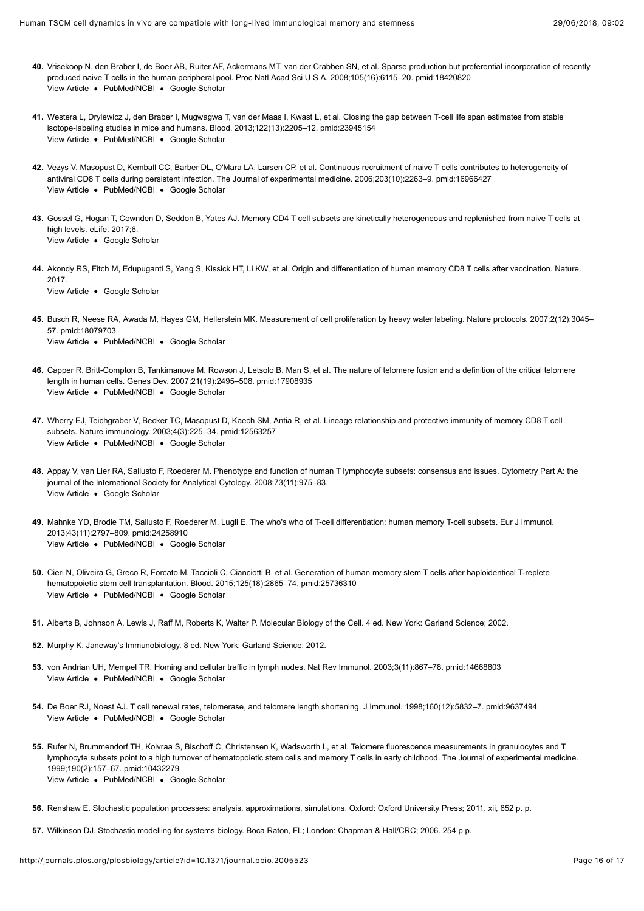40. Vrisekoop N, den Braber I, de Boer AB, Ruiter AF, Ackermans MT, van der Crabben SN, et al. Sparse production but preferential incorporation of recently produced naive T cells in the human peripheral pool. Proc Natl Acad Sci U S A. 2008;105(16):6115–20. pmid:18420820
View Article • PubMed/NCBI • Google Scholar

41. Westera L, Drylewicz J, den Braber I, Mugwagwa T, van der Maas I, Kwast L, et al. Closing the gap between T-cell life span estimates from stable isotope-labeling studies in mice and humans. Blood. 2013;122(13):2205–12. pmid:23945154
View Article • PubMed/NCBI • Google Scholar

42. Vezys V, Masopust D, Kemball CC, Barber DL, O'Mara LA, Larsen CP, et al. Continuous recruitment of naive T cells contributes to heterogeneity of antiviral CD8 T cells during persistent infection. The Journal of experimental medicine. 2006;203(10):2263–9. pmid:16966427
View Article • PubMed/NCBI • Google Scholar

43. Gossel G, Hogan T, Cownden D, Seddon B, Yates AJ. Memory CD4 T cell subsets are kinetically heterogeneous and replenished from naive T cells at high levels. eLife. 2017;6.
View Article • Google Scholar

44. Akondy RS, Fitch M, Edupuganti S, Yang S, Kissick HT, Li KW, et al. Origin and differentiation of human memory CD8 T cells after vaccination. Nature. 2017.
View Article • Google Scholar

45. Busch R, Neese RA, Awada M, Hayes GM, Hellerstein MK. Measurement of cell proliferation by heavy water labeling. Nature protocols. 2007;2(12):3045–57. pmid:18079703
View Article • PubMed/NCBI • Google Scholar

46. Capper R, Britt-Compton B, Tankimanova M, Rowson J, Letsolo B, Man S, et al. The nature of telomere fusion and a definition of the critical telomere length in human cells. Genes Dev. 2007;21(19):2495–508. pmid:17908935
View Article • PubMed/NCBI • Google Scholar

47. Wherry EJ, Teichgraber V, Becker TC, Masopust D, Kaech SM, Antia R, et al. Lineage relationship and protective immunity of memory CD8 T cell subsets. Nature immunology. 2003;4(3):225–34. pmid:12563257
View Article • PubMed/NCBI • Google Scholar

48. Appay V, van Lier RA, Sallusto F, Roederer M. Phenotype and function of human T lymphocyte subsets: consensus and issues. Cytometry Part A: the journal of the International Society for Analytical Cytology. 2008;73(11):975–83.
View Article • Google Scholar

49. Mahnke YD, Brodie TM, Sallusto F, Roederer M, Lugli E. The who's who of T-cell differentiation: human memory T-cell subsets. Eur J Immunol. 2013;43(11):2797–809. pmid:24258910
View Article • PubMed/NCBI • Google Scholar

50. Cieri N, Oliveira G, Greco R, Forcato M, Taccioli C, Cianciotti B, et al. Generation of human memory stem T cells after haploidentical T-replete hematopoietic stem cell transplantation. Blood. 2015;125(18):2865–74. pmid:25736310
View Article • PubMed/NCBI • Google Scholar

51. Alberts B, Johnson A, Lewis J, Raff M, Roberts K, Walter P. Molecular Biology of the Cell. 4 ed. New York: Garland Science; 2002.

52. Murphy K. Janeway's Immunobiology. 8 ed. New York: Garland Science; 2012.

53. von Andrian UH, Mempel TR. Homing and cellular traffic in lymph nodes. Nat Rev Immunol. 2003;3(11):867–78. pmid:14668803
View Article • PubMed/NCBI • Google Scholar

54. De Boer RJ, Noest AJ. T cell renewal rates, telomerase, and telomere length shortening. J Immunol. 1998;160(12):5832–7. pmid:9637494
View Article • PubMed/NCBI • Google Scholar

55. Rufer N, Brummendorf TH, Kolvraa S, Bischoff C, Christensen K, Wadsworth L, et al. Telomere fluorescence measurements in granulocytes and T lymphocyte subsets point to a high turnover of hematopoietic stem cells and memory T cells in early childhood. The Journal of experimental medicine. 1999;190(2):157–67. pmid:10432279
View Article • PubMed/NCBI • Google Scholar

56. Renshaw E. Stochastic population processes: analysis, approximations, simulations. Oxford: Oxford University Press; 2011. xii, 652 p. p.

57. Wilkinson DJ. Stochastic modelling for systems biology. Boca Raton, FL; London: Chapman & Hall/CRC; 2006. 254 p p.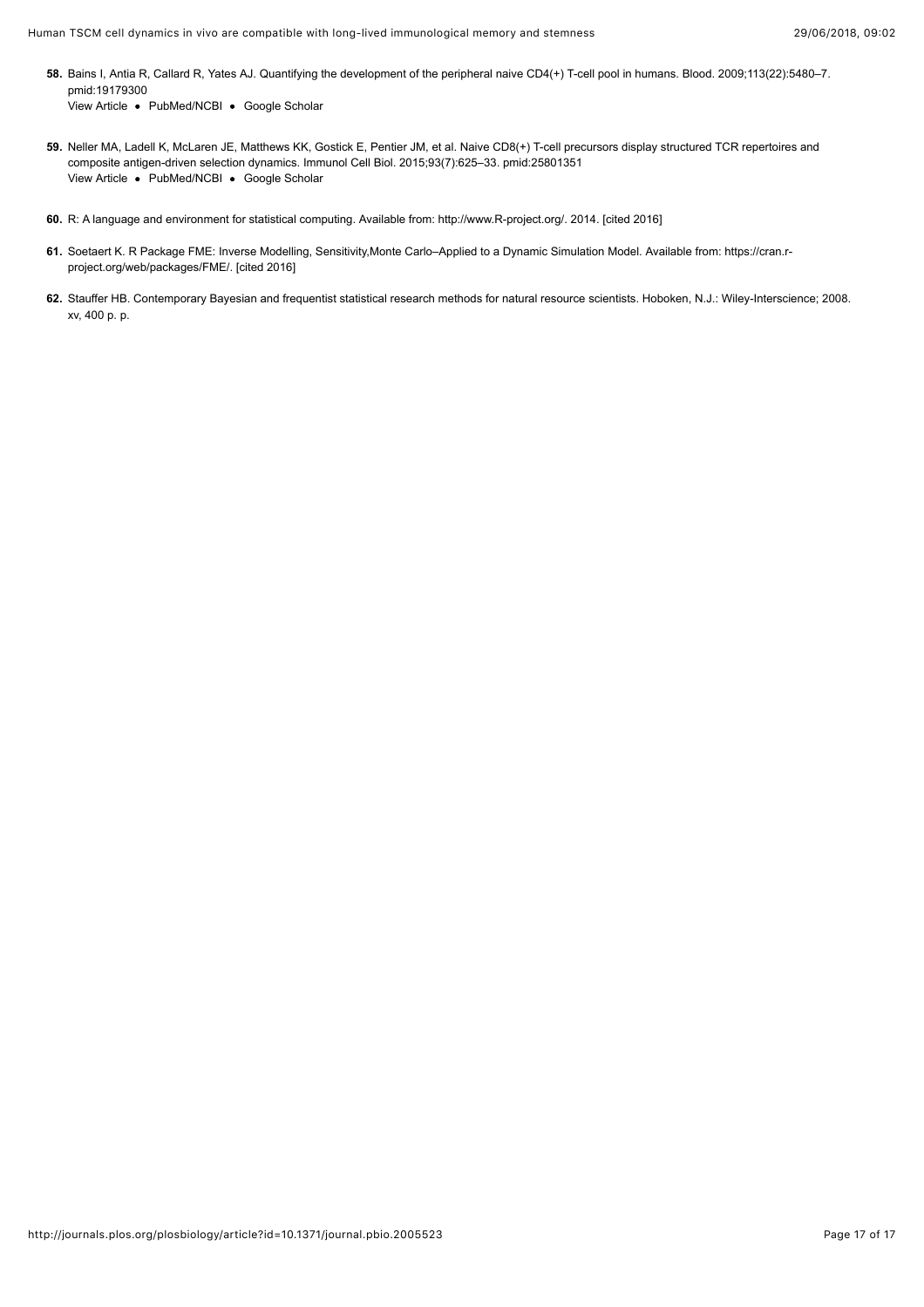58. Bains I, Antia R, Callard R, Yates AJ. Quantifying the development of the peripheral naive CD4(+) T-cell pool in humans. Blood. 2009;113(22):5480–7. pmid:19179300
View Article • PubMed/NCBI • Google Scholar

59. Neller MA, Ladell K, McLaren JE, Matthews KK, Gostick E, Pentier JM, et al. Naive CD8(+) T-cell precursors display structured TCR repertoires and composite antigen-driven selection dynamics. Immunol Cell Biol. 2015;93(7):625–33. pmid:25801351
View Article • PubMed/NCBI • Google Scholar

60. R: A language and environment for statistical computing. Available from: http://www.R-project.org/. 2014. [cited 2016]

61. Soetaert K. R Package FME: Inverse Modelling, Sensitivity,Monte Carlo–Applied to a Dynamic Simulation Model. Available from: https://cran.r-project.org/web/packages/FME/. [cited 2016]

62. Stauffer HB. Contemporary Bayesian and frequentist statistical research methods for natural resource scientists. Hoboken, N.J.: Wiley-Interscience; 2008. xv, 400 p. p.